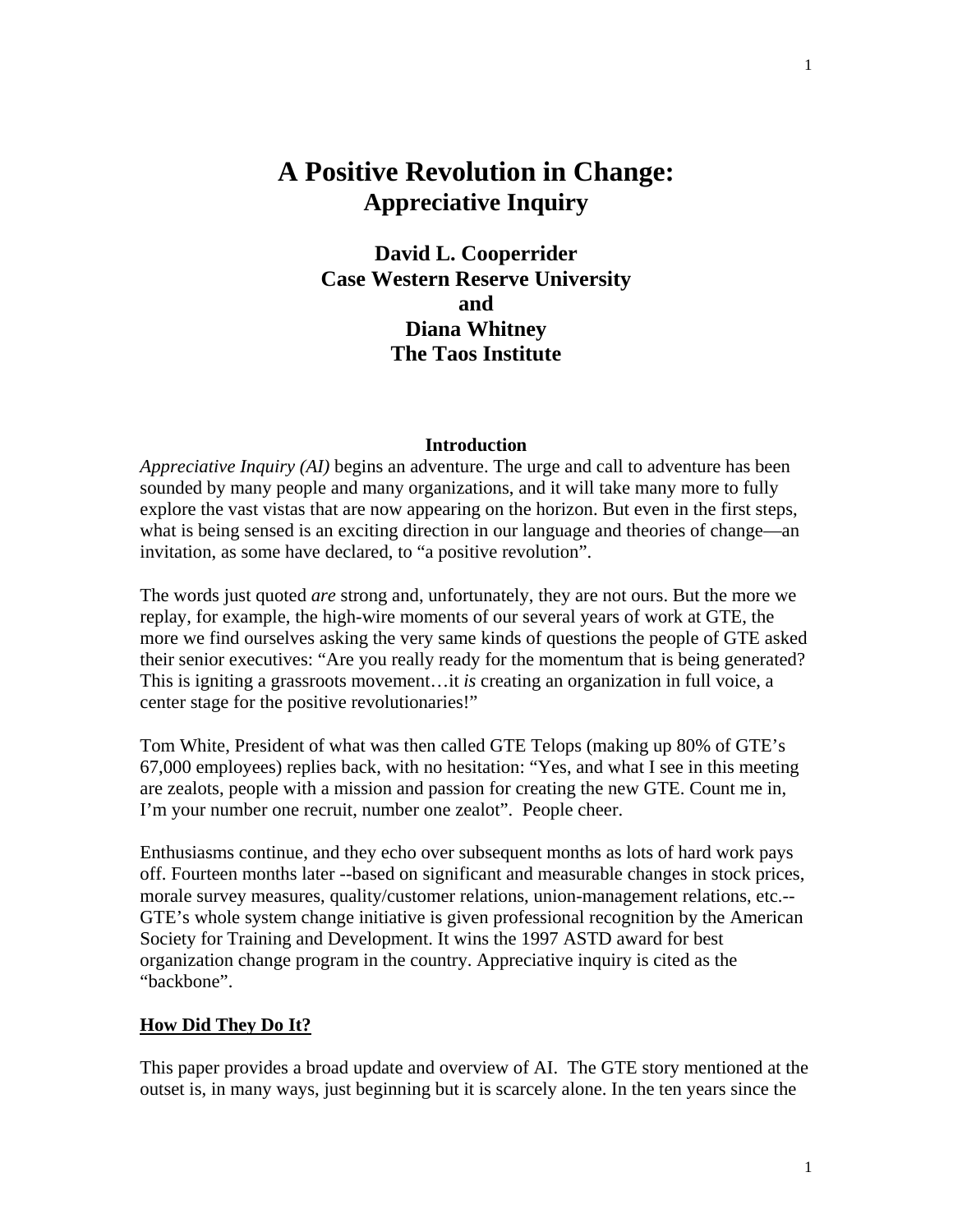# A Positive Revolution in Change:
## Appreciative Inquiry

**David L. Cooperrider**
**Case Western Reserve University**
**and**
**Diana Whitney**
**The Taos Institute**

### Introduction

*Appreciative Inquiry (AI)* begins an adventure. The urge and call to adventure has been sounded by many people and many organizations, and it will take many more to fully explore the vast vistas that are now appearing on the horizon. But even in the first steps, what is being sensed is an exciting direction in our language and theories of change—an invitation, as some have declared, to "a positive revolution".

The words just quoted *are* strong and, unfortunately, they are not ours. But the more we replay, for example, the high-wire moments of our several years of work at GTE, the more we find ourselves asking the very same kinds of questions the people of GTE asked their senior executives: "Are you really ready for the momentum that is being generated? This is igniting a grassroots movement…it *is* creating an organization in full voice, a center stage for the positive revolutionaries!"

Tom White, President of what was then called GTE Telops (making up 80% of GTE's 67,000 employees) replies back, with no hesitation: "Yes, and what I see in this meeting are zealots, people with a mission and passion for creating the new GTE. Count me in, I'm your number one recruit, number one zealot". People cheer.

Enthusiasms continue, and they echo over subsequent months as lots of hard work pays off. Fourteen months later --based on significant and measurable changes in stock prices, morale survey measures, quality/customer relations, union-management relations, etc.-- GTE's whole system change initiative is given professional recognition by the American Society for Training and Development. It wins the 1997 ASTD award for best organization change program in the country. Appreciative inquiry is cited as the "backbone".

### How Did They Do It?

This paper provides a broad update and overview of AI. The GTE story mentioned at the outset is, in many ways, just beginning but it is scarcely alone. In the ten years since the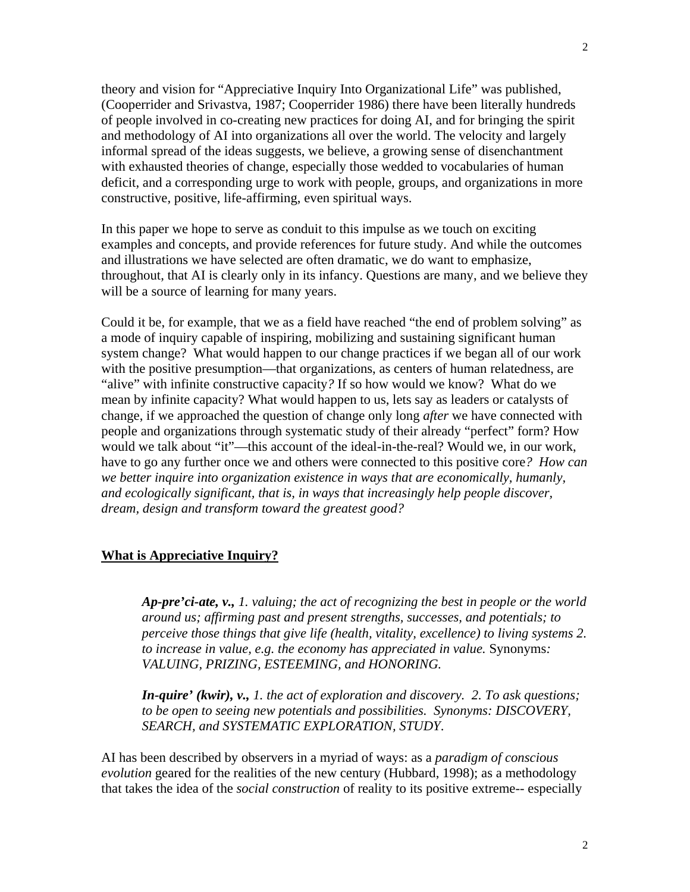theory and vision for "Appreciative Inquiry Into Organizational Life" was published, (Cooperrider and Srivastva, 1987; Cooperrider 1986) there have been literally hundreds of people involved in co-creating new practices for doing AI, and for bringing the spirit and methodology of AI into organizations all over the world. The velocity and largely informal spread of the ideas suggests, we believe, a growing sense of disenchantment with exhausted theories of change, especially those wedded to vocabularies of human deficit, and a corresponding urge to work with people, groups, and organizations in more constructive, positive, life-affirming, even spiritual ways.

In this paper we hope to serve as conduit to this impulse as we touch on exciting examples and concepts, and provide references for future study. And while the outcomes and illustrations we have selected are often dramatic, we do want to emphasize, throughout, that AI is clearly only in its infancy. Questions are many, and we believe they will be a source of learning for many years.

Could it be, for example, that we as a field have reached "the end of problem solving" as a mode of inquiry capable of inspiring, mobilizing and sustaining significant human system change? What would happen to our change practices if we began all of our work with the positive presumption—that organizations, as centers of human relatedness, are "alive" with infinite constructive capacity? If so how would we know? What do we mean by infinite capacity? What would happen to us, lets say as leaders or catalysts of change, if we approached the question of change only long *after* we have connected with people and organizations through systematic study of their already "perfect" form? How would we talk about "it"—this account of the ideal-in-the-real? Would we, in our work, have to go any further once we and others were connected to this positive core? *How can we better inquire into organization existence in ways that are economically, humanly, and ecologically significant, that is, in ways that increasingly help people discover, dream, design and transform toward the greatest good?*

## What is Appreciative Inquiry?

> ***Ap-pre'ci-ate, v.,*** *1. valuing; the act of recognizing the best in people or the world around us; affirming past and present strengths, successes, and potentials; to perceive those things that give life (health, vitality, excellence) to living systems 2. to increase in value, e.g. the economy has appreciated in value.* Synonyms*: VALUING, PRIZING, ESTEEMING, and HONORING.*
>
> ***In-quire' (kwir), v.,*** *1. the act of exploration and discovery. 2. To ask questions; to be open to seeing new potentials and possibilities. Synonyms: DISCOVERY, SEARCH, and SYSTEMATIC EXPLORATION, STUDY.*

AI has been described by observers in a myriad of ways: as a *paradigm of conscious evolution* geared for the realities of the new century (Hubbard, 1998); as a methodology that takes the idea of the *social construction* of reality to its positive extreme-- especially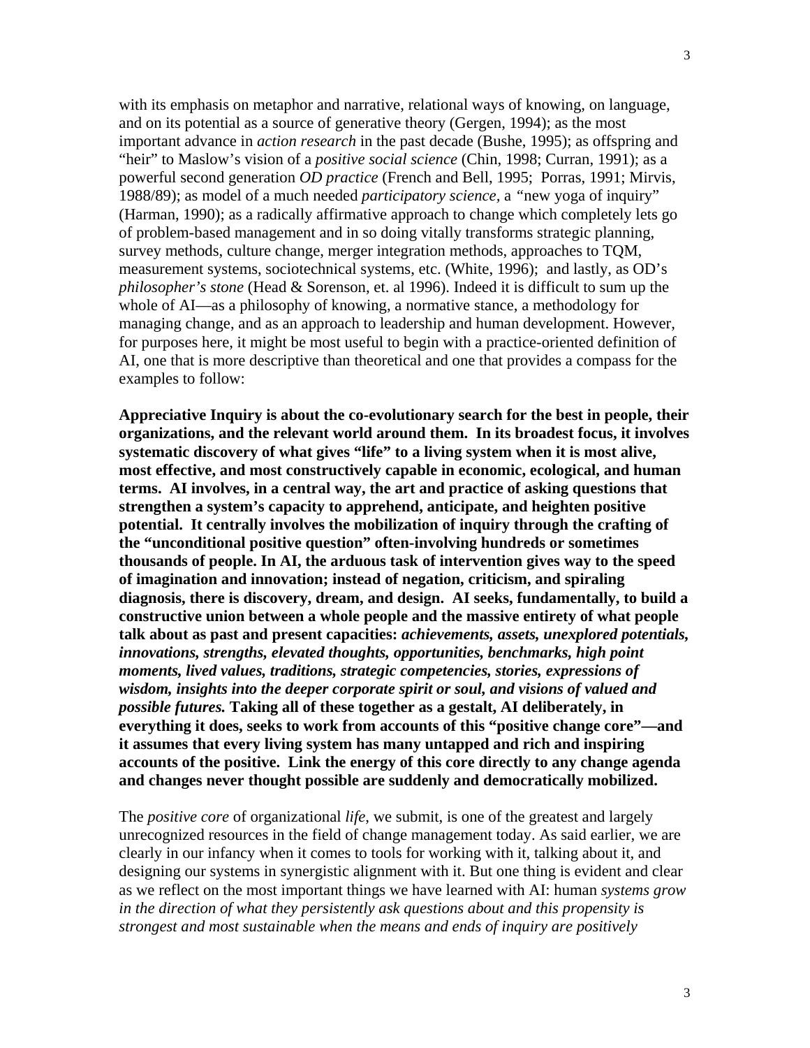with its emphasis on metaphor and narrative, relational ways of knowing, on language, and on its potential as a source of generative theory (Gergen, 1994); as the most important advance in *action research* in the past decade (Bushe, 1995); as offspring and "heir" to Maslow's vision of a *positive social science* (Chin, 1998; Curran, 1991); as a powerful second generation *OD practice* (French and Bell, 1995; Porras, 1991; Mirvis, 1988/89); as model of a much needed *participatory science*, a *"*new yoga of inquiry" (Harman, 1990); as a radically affirmative approach to change which completely lets go of problem-based management and in so doing vitally transforms strategic planning, survey methods, culture change, merger integration methods, approaches to TQM, measurement systems, sociotechnical systems, etc. (White, 1996); and lastly, as OD's *philosopher's stone* (Head & Sorenson, et. al 1996). Indeed it is difficult to sum up the whole of AI—as a philosophy of knowing, a normative stance, a methodology for managing change, and as an approach to leadership and human development. However, for purposes here, it might be most useful to begin with a practice-oriented definition of AI, one that is more descriptive than theoretical and one that provides a compass for the examples to follow:

**Appreciative Inquiry is about the co-evolutionary search for the best in people, their organizations, and the relevant world around them. In its broadest focus, it involves systematic discovery of what gives "life" to a living system when it is most alive, most effective, and most constructively capable in economic, ecological, and human terms. AI involves, in a central way, the art and practice of asking questions that strengthen a system's capacity to apprehend, anticipate, and heighten positive potential. It centrally involves the mobilization of inquiry through the crafting of the "unconditional positive question" often-involving hundreds or sometimes thousands of people. In AI, the arduous task of intervention gives way to the speed of imagination and innovation; instead of negation, criticism, and spiraling diagnosis, there is discovery, dream, and design. AI seeks, fundamentally, to build a constructive union between a whole people and the massive entirety of what people talk about as past and present capacities: *achievements, assets, unexplored potentials, innovations, strengths, elevated thoughts, opportunities, benchmarks, high point moments, lived values, traditions, strategic competencies, stories, expressions of wisdom, insights into the deeper corporate spirit or soul, and visions of valued and possible futures.* Taking all of these together as a gestalt, AI deliberately, in everything it does, seeks to work from accounts of this "positive change core"—and it assumes that every living system has many untapped and rich and inspiring accounts of the positive. Link the energy of this core directly to any change agenda and changes never thought possible are suddenly and democratically mobilized.**

The *positive core* of organizational *life*, we submit, is one of the greatest and largely unrecognized resources in the field of change management today. As said earlier, we are clearly in our infancy when it comes to tools for working with it, talking about it, and designing our systems in synergistic alignment with it. But one thing is evident and clear as we reflect on the most important things we have learned with AI: human *systems grow in the direction of what they persistently ask questions about and this propensity is strongest and most sustainable when the means and ends of inquiry are positively*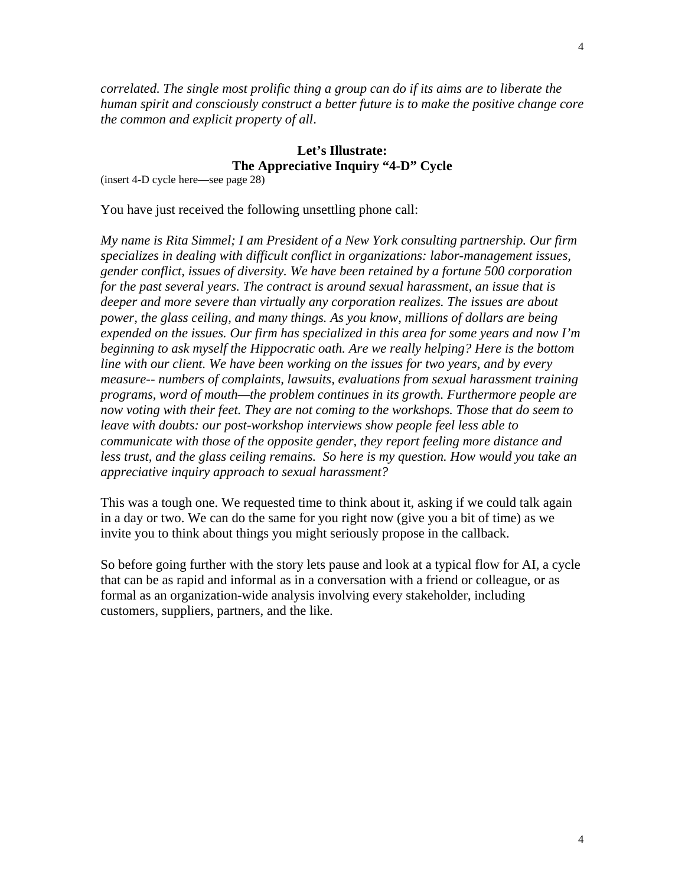*correlated. The single most prolific thing a group can do if its aims are to liberate the human spirit and consciously construct a better future is to make the positive change core the common and explicit property of all*.

**Let's Illustrate:**
**The Appreciative Inquiry "4-D" Cycle**

(insert 4-D cycle here—see page 28)

You have just received the following unsettling phone call:

*My name is Rita Simmel; I am President of a New York consulting partnership. Our firm specializes in dealing with difficult conflict in organizations: labor-management issues, gender conflict, issues of diversity. We have been retained by a fortune 500 corporation for the past several years. The contract is around sexual harassment, an issue that is deeper and more severe than virtually any corporation realizes. The issues are about power, the glass ceiling, and many things. As you know, millions of dollars are being expended on the issues. Our firm has specialized in this area for some years and now I'm beginning to ask myself the Hippocratic oath. Are we really helping? Here is the bottom line with our client. We have been working on the issues for two years, and by every measure-- numbers of complaints, lawsuits, evaluations from sexual harassment training programs, word of mouth—the problem continues in its growth. Furthermore people are now voting with their feet. They are not coming to the workshops. Those that do seem to leave with doubts: our post-workshop interviews show people feel less able to communicate with those of the opposite gender, they report feeling more distance and less trust, and the glass ceiling remains. So here is my question. How would you take an appreciative inquiry approach to sexual harassment?*

This was a tough one. We requested time to think about it, asking if we could talk again in a day or two. We can do the same for you right now (give you a bit of time) as we invite you to think about things you might seriously propose in the callback.

So before going further with the story lets pause and look at a typical flow for AI, a cycle that can be as rapid and informal as in a conversation with a friend or colleague, or as formal as an organization-wide analysis involving every stakeholder, including customers, suppliers, partners, and the like.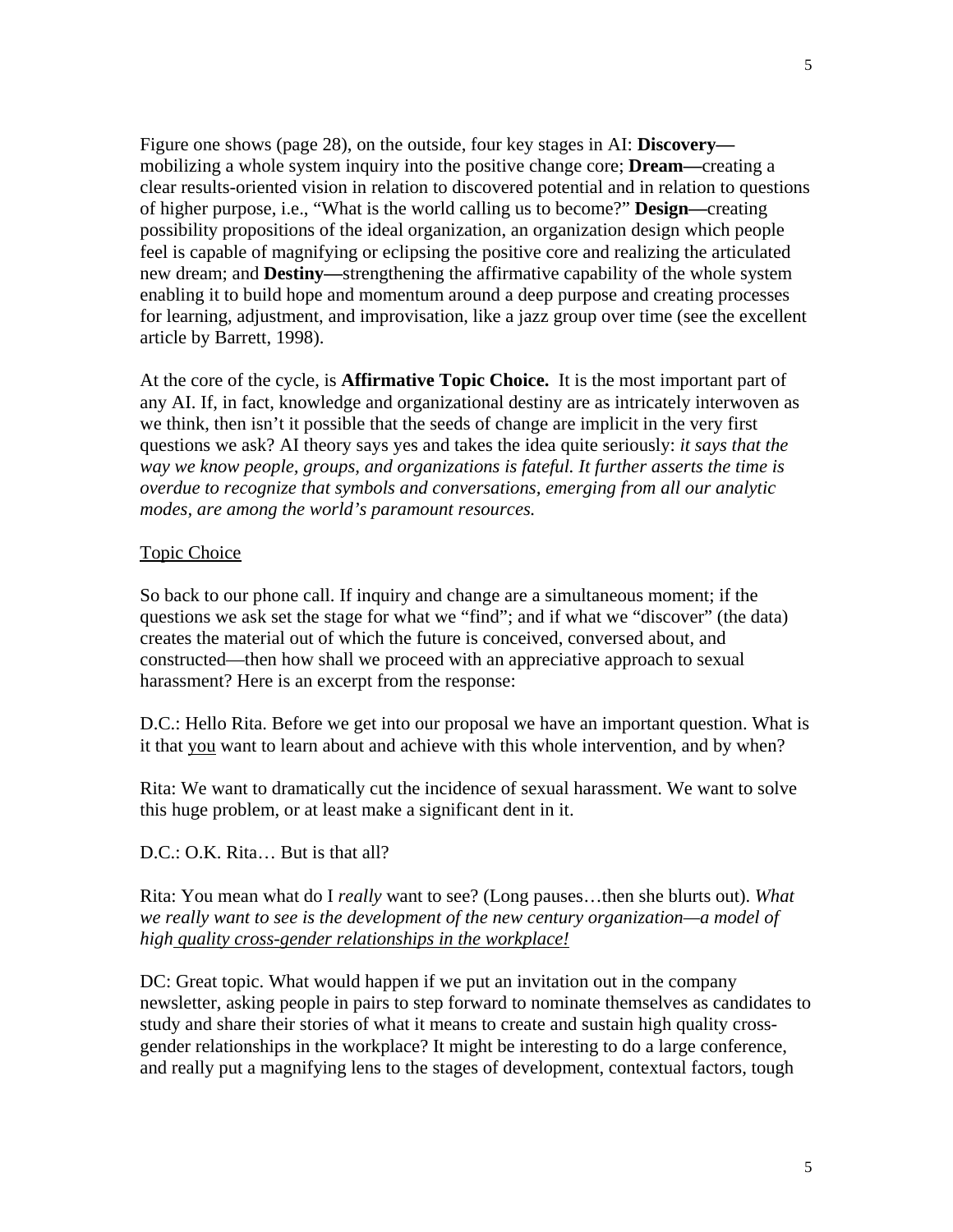Figure one shows (page 28), on the outside, four key stages in AI: **Discovery—** mobilizing a whole system inquiry into the positive change core; **Dream—**creating a clear results-oriented vision in relation to discovered potential and in relation to questions of higher purpose, i.e., "What is the world calling us to become?" **Design—**creating possibility propositions of the ideal organization, an organization design which people feel is capable of magnifying or eclipsing the positive core and realizing the articulated new dream; and **Destiny—**strengthening the affirmative capability of the whole system enabling it to build hope and momentum around a deep purpose and creating processes for learning, adjustment, and improvisation, like a jazz group over time (see the excellent article by Barrett, 1998).

At the core of the cycle, is **Affirmative Topic Choice.** It is the most important part of any AI. If, in fact, knowledge and organizational destiny are as intricately interwoven as we think, then isn't it possible that the seeds of change are implicit in the very first questions we ask? AI theory says yes and takes the idea quite seriously: *it says that the way we know people, groups, and organizations is fateful. It further asserts the time is overdue to recognize that symbols and conversations, emerging from all our analytic modes, are among the world's paramount resources.*

<u>Topic Choice</u>

So back to our phone call. If inquiry and change are a simultaneous moment; if the questions we ask set the stage for what we "find"; and if what we "discover" (the data) creates the material out of which the future is conceived, conversed about, and constructed—then how shall we proceed with an appreciative approach to sexual harassment? Here is an excerpt from the response:

D.C.: Hello Rita. Before we get into our proposal we have an important question. What is it that <u>you</u> want to learn about and achieve with this whole intervention, and by when?

Rita: We want to dramatically cut the incidence of sexual harassment. We want to solve this huge problem, or at least make a significant dent in it.

D.C.: O.K. Rita… But is that all?

Rita: You mean what do I *really* want to see? (Long pauses…then she blurts out). *What we really want to see is the development of the new century organization—a model of high <u>quality cross-gender relationships in the workplace!</u>*

DC: Great topic. What would happen if we put an invitation out in the company newsletter, asking people in pairs to step forward to nominate themselves as candidates to study and share their stories of what it means to create and sustain high quality cross-gender relationships in the workplace? It might be interesting to do a large conference, and really put a magnifying lens to the stages of development, contextual factors, tough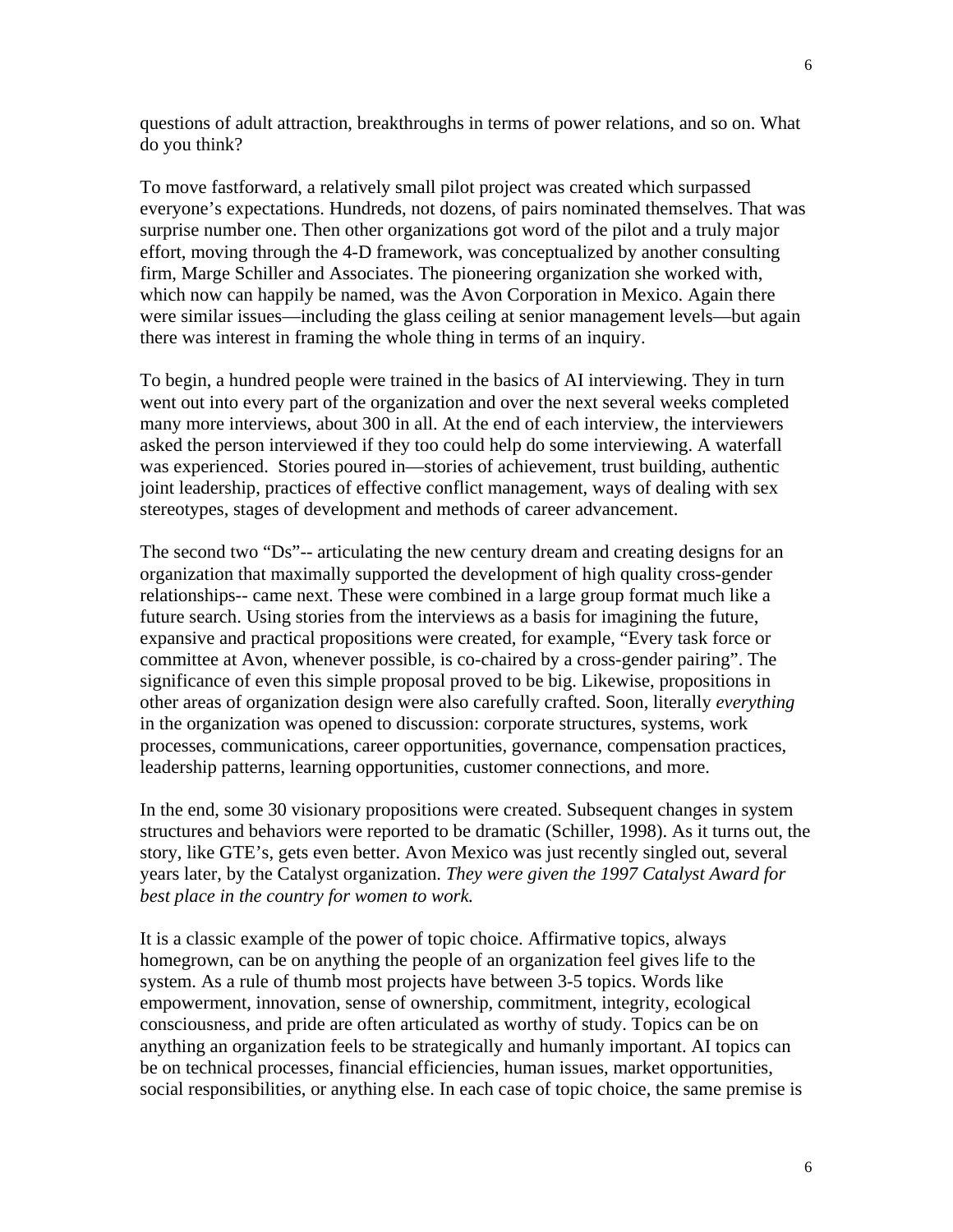questions of adult attraction, breakthroughs in terms of power relations, and so on. What do you think?

To move fastforward, a relatively small pilot project was created which surpassed everyone's expectations. Hundreds, not dozens, of pairs nominated themselves. That was surprise number one. Then other organizations got word of the pilot and a truly major effort, moving through the 4-D framework, was conceptualized by another consulting firm, Marge Schiller and Associates. The pioneering organization she worked with, which now can happily be named, was the Avon Corporation in Mexico. Again there were similar issues—including the glass ceiling at senior management levels—but again there was interest in framing the whole thing in terms of an inquiry.

To begin, a hundred people were trained in the basics of AI interviewing. They in turn went out into every part of the organization and over the next several weeks completed many more interviews, about 300 in all. At the end of each interview, the interviewers asked the person interviewed if they too could help do some interviewing. A waterfall was experienced. Stories poured in—stories of achievement, trust building, authentic joint leadership, practices of effective conflict management, ways of dealing with sex stereotypes, stages of development and methods of career advancement.

The second two "Ds"-- articulating the new century dream and creating designs for an organization that maximally supported the development of high quality cross-gender relationships-- came next. These were combined in a large group format much like a future search. Using stories from the interviews as a basis for imagining the future, expansive and practical propositions were created, for example, "Every task force or committee at Avon, whenever possible, is co-chaired by a cross-gender pairing". The significance of even this simple proposal proved to be big. Likewise, propositions in other areas of organization design were also carefully crafted. Soon, literally *everything* in the organization was opened to discussion: corporate structures, systems, work processes, communications, career opportunities, governance, compensation practices, leadership patterns, learning opportunities, customer connections, and more.

In the end, some 30 visionary propositions were created. Subsequent changes in system structures and behaviors were reported to be dramatic (Schiller, 1998). As it turns out, the story, like GTE's, gets even better. Avon Mexico was just recently singled out, several years later, by the Catalyst organization. *They were given the 1997 Catalyst Award for best place in the country for women to work.*

It is a classic example of the power of topic choice. Affirmative topics, always homegrown, can be on anything the people of an organization feel gives life to the system. As a rule of thumb most projects have between 3-5 topics. Words like empowerment, innovation, sense of ownership, commitment, integrity, ecological consciousness, and pride are often articulated as worthy of study. Topics can be on anything an organization feels to be strategically and humanly important. AI topics can be on technical processes, financial efficiencies, human issues, market opportunities, social responsibilities, or anything else. In each case of topic choice, the same premise is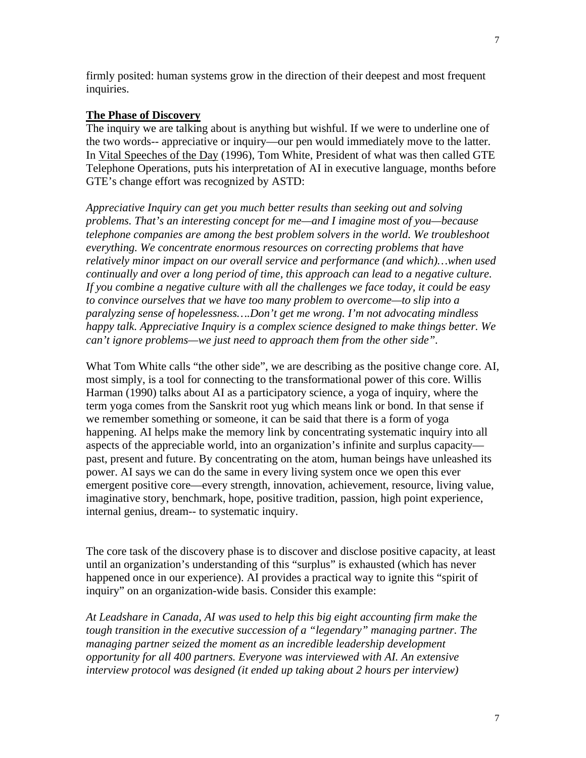firmly posited: human systems grow in the direction of their deepest and most frequent inquiries.

**The Phase of Discovery**

The inquiry we are talking about is anything but wishful. If we were to underline one of the two words-- appreciative or inquiry—our pen would immediately move to the latter. In Vital Speeches of the Day (1996), Tom White, President of what was then called GTE Telephone Operations, puts his interpretation of AI in executive language, months before GTE's change effort was recognized by ASTD:

*Appreciative Inquiry can get you much better results than seeking out and solving problems. That's an interesting concept for me—and I imagine most of you—because telephone companies are among the best problem solvers in the world. We troubleshoot everything. We concentrate enormous resources on correcting problems that have relatively minor impact on our overall service and performance (and which)…when used continually and over a long period of time, this approach can lead to a negative culture. If you combine a negative culture with all the challenges we face today, it could be easy to convince ourselves that we have too many problem to overcome—to slip into a paralyzing sense of hopelessness….Don't get me wrong. I'm not advocating mindless happy talk. Appreciative Inquiry is a complex science designed to make things better. We can't ignore problems—we just need to approach them from the other side".*

What Tom White calls "the other side", we are describing as the positive change core. AI, most simply, is a tool for connecting to the transformational power of this core. Willis Harman (1990) talks about AI as a participatory science, a yoga of inquiry, where the term yoga comes from the Sanskrit root yug which means link or bond. In that sense if we remember something or someone, it can be said that there is a form of yoga happening. AI helps make the memory link by concentrating systematic inquiry into all aspects of the appreciable world, into an organization's infinite and surplus capacity—past, present and future. By concentrating on the atom, human beings have unleashed its power. AI says we can do the same in every living system once we open this ever emergent positive core—every strength, innovation, achievement, resource, living value, imaginative story, benchmark, hope, positive tradition, passion, high point experience, internal genius, dream-- to systematic inquiry.

The core task of the discovery phase is to discover and disclose positive capacity, at least until an organization's understanding of this "surplus" is exhausted (which has never happened once in our experience). AI provides a practical way to ignite this "spirit of inquiry" on an organization-wide basis. Consider this example:

*At Leadshare in Canada, AI was used to help this big eight accounting firm make the tough transition in the executive succession of a "legendary" managing partner. The managing partner seized the moment as an incredible leadership development opportunity for all 400 partners. Everyone was interviewed with AI. An extensive interview protocol was designed (it ended up taking about 2 hours per interview)*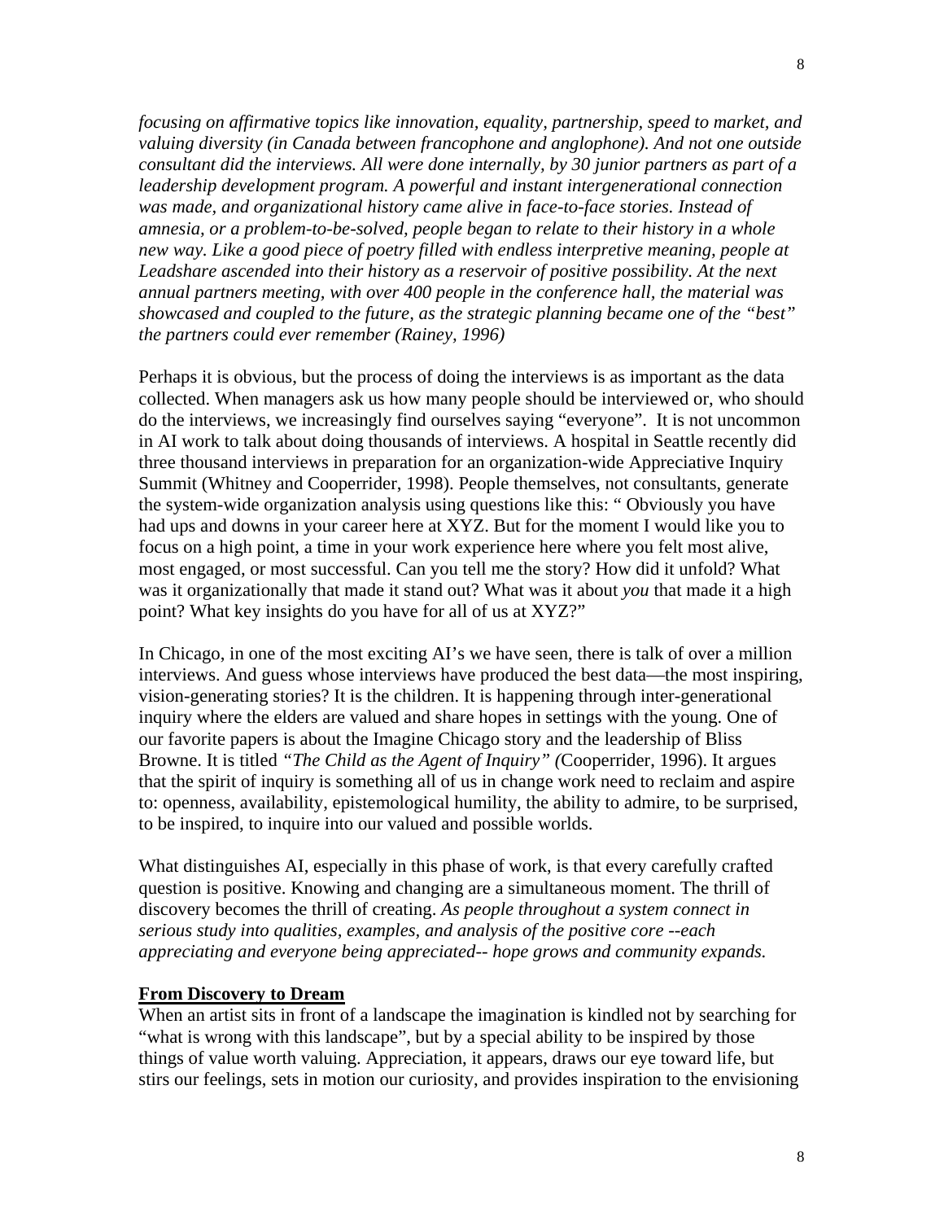*focusing on affirmative topics like innovation, equality, partnership, speed to market, and valuing diversity (in Canada between francophone and anglophone). And not one outside consultant did the interviews. All were done internally, by 30 junior partners as part of a leadership development program. A powerful and instant intergenerational connection was made, and organizational history came alive in face-to-face stories. Instead of amnesia, or a problem-to-be-solved, people began to relate to their history in a whole new way. Like a good piece of poetry filled with endless interpretive meaning, people at Leadshare ascended into their history as a reservoir of positive possibility. At the next annual partners meeting, with over 400 people in the conference hall, the material was showcased and coupled to the future, as the strategic planning became one of the "best" the partners could ever remember (Rainey, 1996)*

Perhaps it is obvious, but the process of doing the interviews is as important as the data collected. When managers ask us how many people should be interviewed or, who should do the interviews, we increasingly find ourselves saying "everyone". It is not uncommon in AI work to talk about doing thousands of interviews. A hospital in Seattle recently did three thousand interviews in preparation for an organization-wide Appreciative Inquiry Summit (Whitney and Cooperrider, 1998). People themselves, not consultants, generate the system-wide organization analysis using questions like this: " Obviously you have had ups and downs in your career here at XYZ. But for the moment I would like you to focus on a high point, a time in your work experience here where you felt most alive, most engaged, or most successful. Can you tell me the story? How did it unfold? What was it organizationally that made it stand out? What was it about *you* that made it a high point? What key insights do you have for all of us at XYZ?"

In Chicago, in one of the most exciting AI's we have seen, there is talk of over a million interviews. And guess whose interviews have produced the best data—the most inspiring, vision-generating stories? It is the children. It is happening through inter-generational inquiry where the elders are valued and share hopes in settings with the young. One of our favorite papers is about the Imagine Chicago story and the leadership of Bliss Browne. It is titled *"The Child as the Agent of Inquiry"* (Cooperrider, 1996). It argues that the spirit of inquiry is something all of us in change work need to reclaim and aspire to: openness, availability, epistemological humility, the ability to admire, to be surprised, to be inspired, to inquire into our valued and possible worlds.

What distinguishes AI, especially in this phase of work, is that every carefully crafted question is positive. Knowing and changing are a simultaneous moment. The thrill of discovery becomes the thrill of creating. *As people throughout a system connect in serious study into qualities, examples, and analysis of the positive core --each appreciating and everyone being appreciated-- hope grows and community expands.*

## From Discovery to Dream

When an artist sits in front of a landscape the imagination is kindled not by searching for "what is wrong with this landscape", but by a special ability to be inspired by those things of value worth valuing. Appreciation, it appears, draws our eye toward life, but stirs our feelings, sets in motion our curiosity, and provides inspiration to the envisioning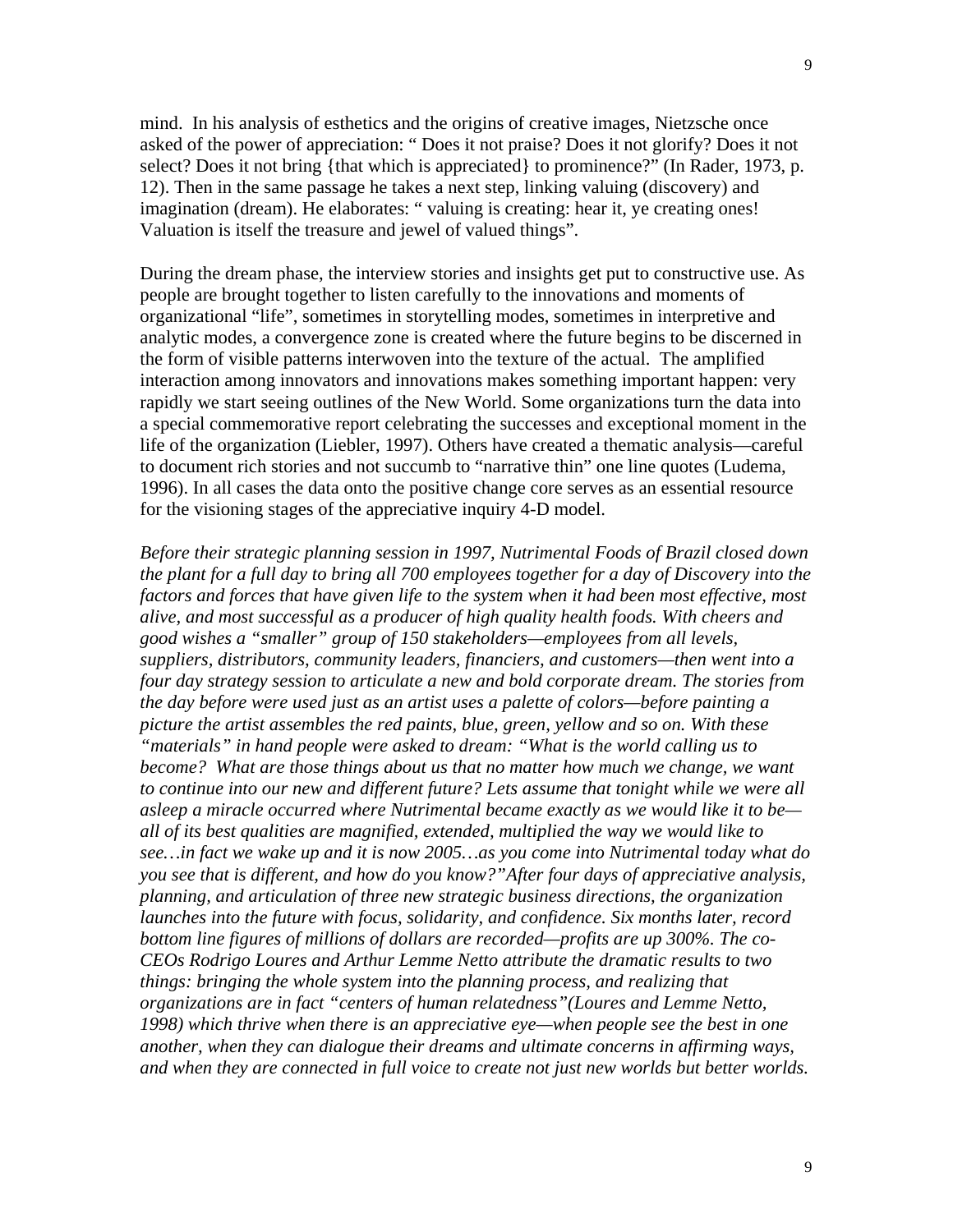mind. In his analysis of esthetics and the origins of creative images, Nietzsche once asked of the power of appreciation: " Does it not praise? Does it not glorify? Does it not select? Does it not bring {that which is appreciated} to prominence?" (In Rader, 1973, p. 12). Then in the same passage he takes a next step, linking valuing (discovery) and imagination (dream). He elaborates: " valuing is creating: hear it, ye creating ones! Valuation is itself the treasure and jewel of valued things".

During the dream phase, the interview stories and insights get put to constructive use. As people are brought together to listen carefully to the innovations and moments of organizational "life", sometimes in storytelling modes, sometimes in interpretive and analytic modes, a convergence zone is created where the future begins to be discerned in the form of visible patterns interwoven into the texture of the actual. The amplified interaction among innovators and innovations makes something important happen: very rapidly we start seeing outlines of the New World. Some organizations turn the data into a special commemorative report celebrating the successes and exceptional moment in the life of the organization (Liebler, 1997). Others have created a thematic analysis—careful to document rich stories and not succumb to "narrative thin" one line quotes (Ludema, 1996). In all cases the data onto the positive change core serves as an essential resource for the visioning stages of the appreciative inquiry 4-D model.

*Before their strategic planning session in 1997, Nutrimental Foods of Brazil closed down the plant for a full day to bring all 700 employees together for a day of Discovery into the factors and forces that have given life to the system when it had been most effective, most alive, and most successful as a producer of high quality health foods. With cheers and good wishes a "smaller" group of 150 stakeholders—employees from all levels, suppliers, distributors, community leaders, financiers, and customers—then went into a four day strategy session to articulate a new and bold corporate dream. The stories from the day before were used just as an artist uses a palette of colors—before painting a picture the artist assembles the red paints, blue, green, yellow and so on. With these "materials" in hand people were asked to dream: "What is the world calling us to become? What are those things about us that no matter how much we change, we want to continue into our new and different future? Lets assume that tonight while we were all asleep a miracle occurred where Nutrimental became exactly as we would like it to be—all of its best qualities are magnified, extended, multiplied the way we would like to see…in fact we wake up and it is now 2005…as you come into Nutrimental today what do you see that is different, and how do you know?"After four days of appreciative analysis, planning, and articulation of three new strategic business directions, the organization launches into the future with focus, solidarity, and confidence. Six months later, record bottom line figures of millions of dollars are recorded—profits are up 300%. The co-CEOs Rodrigo Loures and Arthur Lemme Netto attribute the dramatic results to two things: bringing the whole system into the planning process, and realizing that organizations are in fact "centers of human relatedness"(Loures and Lemme Netto, 1998) which thrive when there is an appreciative eye—when people see the best in one another, when they can dialogue their dreams and ultimate concerns in affirming ways, and when they are connected in full voice to create not just new worlds but better worlds.*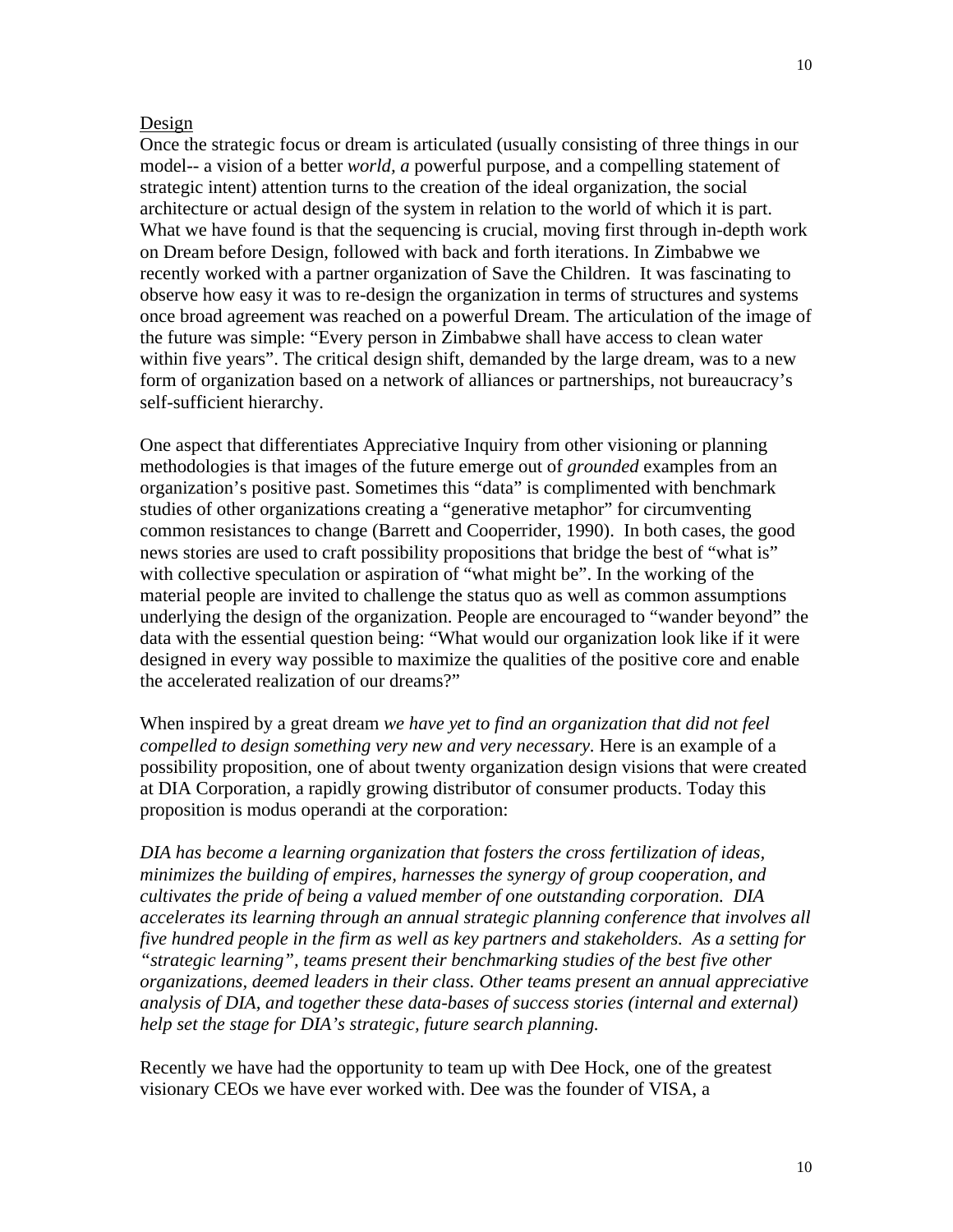Design

Once the strategic focus or dream is articulated (usually consisting of three things in our model-- a vision of a better *world, a* powerful purpose, and a compelling statement of strategic intent) attention turns to the creation of the ideal organization, the social architecture or actual design of the system in relation to the world of which it is part. What we have found is that the sequencing is crucial, moving first through in-depth work on Dream before Design, followed with back and forth iterations. In Zimbabwe we recently worked with a partner organization of Save the Children. It was fascinating to observe how easy it was to re-design the organization in terms of structures and systems once broad agreement was reached on a powerful Dream. The articulation of the image of the future was simple: "Every person in Zimbabwe shall have access to clean water within five years". The critical design shift, demanded by the large dream, was to a new form of organization based on a network of alliances or partnerships, not bureaucracy's self-sufficient hierarchy.

One aspect that differentiates Appreciative Inquiry from other visioning or planning methodologies is that images of the future emerge out of *grounded* examples from an organization's positive past. Sometimes this "data" is complimented with benchmark studies of other organizations creating a "generative metaphor" for circumventing common resistances to change (Barrett and Cooperrider, 1990). In both cases, the good news stories are used to craft possibility propositions that bridge the best of "what is" with collective speculation or aspiration of "what might be". In the working of the material people are invited to challenge the status quo as well as common assumptions underlying the design of the organization. People are encouraged to "wander beyond" the data with the essential question being: "What would our organization look like if it were designed in every way possible to maximize the qualities of the positive core and enable the accelerated realization of our dreams?"

When inspired by a great dream *we have yet to find an organization that did not feel compelled to design something very new and very necessary*. Here is an example of a possibility proposition, one of about twenty organization design visions that were created at DIA Corporation, a rapidly growing distributor of consumer products. Today this proposition is modus operandi at the corporation:

*DIA has become a learning organization that fosters the cross fertilization of ideas, minimizes the building of empires, harnesses the synergy of group cooperation, and cultivates the pride of being a valued member of one outstanding corporation. DIA accelerates its learning through an annual strategic planning conference that involves all five hundred people in the firm as well as key partners and stakeholders. As a setting for "strategic learning", teams present their benchmarking studies of the best five other organizations, deemed leaders in their class. Other teams present an annual appreciative analysis of DIA, and together these data-bases of success stories (internal and external) help set the stage for DIA's strategic, future search planning.*

Recently we have had the opportunity to team up with Dee Hock, one of the greatest visionary CEOs we have ever worked with. Dee was the founder of VISA, a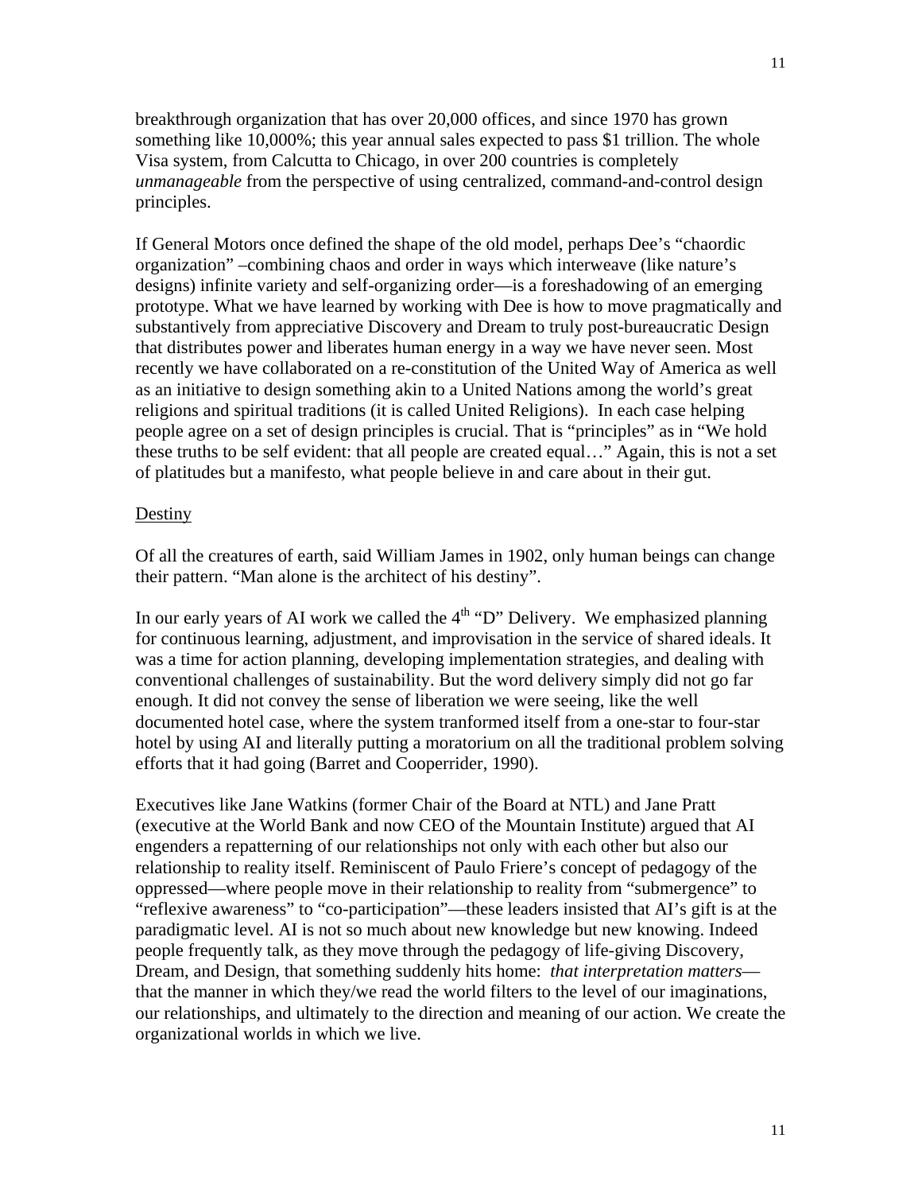breakthrough organization that has over 20,000 offices, and since 1970 has grown something like 10,000%; this year annual sales expected to pass $1 trillion. The whole Visa system, from Calcutta to Chicago, in over 200 countries is completely *unmanageable* from the perspective of using centralized, command-and-control design principles.

If General Motors once defined the shape of the old model, perhaps Dee's "chaordic organization" –combining chaos and order in ways which interweave (like nature's designs) infinite variety and self-organizing order—is a foreshadowing of an emerging prototype. What we have learned by working with Dee is how to move pragmatically and substantively from appreciative Discovery and Dream to truly post-bureaucratic Design that distributes power and liberates human energy in a way we have never seen. Most recently we have collaborated on a re-constitution of the United Way of America as well as an initiative to design something akin to a United Nations among the world's great religions and spiritual traditions (it is called United Religions). In each case helping people agree on a set of design principles is crucial. That is "principles" as in "We hold these truths to be self evident: that all people are created equal…" Again, this is not a set of platitudes but a manifesto, what people believe in and care about in their gut.

<u>Destiny</u>

Of all the creatures of earth, said William James in 1902, only human beings can change their pattern. "Man alone is the architect of his destiny".

In our early years of AI work we called the 4th "D" Delivery. We emphasized planning for continuous learning, adjustment, and improvisation in the service of shared ideals. It was a time for action planning, developing implementation strategies, and dealing with conventional challenges of sustainability. But the word delivery simply did not go far enough. It did not convey the sense of liberation we were seeing, like the well documented hotel case, where the system tranformed itself from a one-star to four-star hotel by using AI and literally putting a moratorium on all the traditional problem solving efforts that it had going (Barret and Cooperrider, 1990).

Executives like Jane Watkins (former Chair of the Board at NTL) and Jane Pratt (executive at the World Bank and now CEO of the Mountain Institute) argued that AI engenders a repatterning of our relationships not only with each other but also our relationship to reality itself. Reminiscent of Paulo Friere's concept of pedagogy of the oppressed—where people move in their relationship to reality from "submergence" to "reflexive awareness" to "co-participation"—these leaders insisted that AI's gift is at the paradigmatic level. AI is not so much about new knowledge but new knowing. Indeed people frequently talk, as they move through the pedagogy of life-giving Discovery, Dream, and Design, that something suddenly hits home: *that interpretation matters*—that the manner in which they/we read the world filters to the level of our imaginations, our relationships, and ultimately to the direction and meaning of our action. We create the organizational worlds in which we live.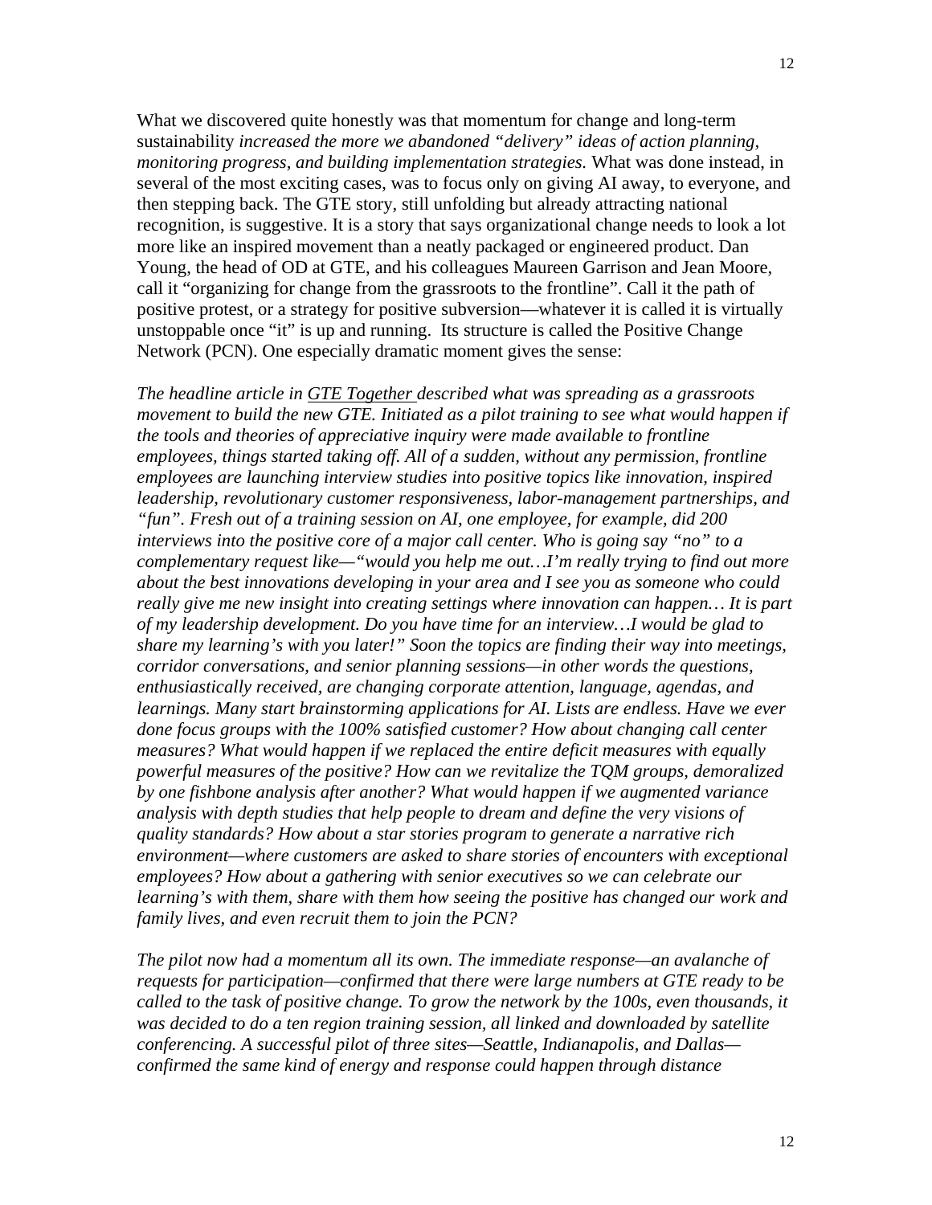What we discovered quite honestly was that momentum for change and long-term sustainability *increased the more we abandoned "delivery" ideas of action planning, monitoring progress, and building implementation strategies.* What was done instead, in several of the most exciting cases, was to focus only on giving AI away, to everyone, and then stepping back. The GTE story, still unfolding but already attracting national recognition, is suggestive. It is a story that says organizational change needs to look a lot more like an inspired movement than a neatly packaged or engineered product. Dan Young, the head of OD at GTE, and his colleagues Maureen Garrison and Jean Moore, call it "organizing for change from the grassroots to the frontline". Call it the path of positive protest, or a strategy for positive subversion—whatever it is called it is virtually unstoppable once "it" is up and running. Its structure is called the Positive Change Network (PCN). One especially dramatic moment gives the sense:

*The headline article in GTE Together described what was spreading as a grassroots movement to build the new GTE. Initiated as a pilot training to see what would happen if the tools and theories of appreciative inquiry were made available to frontline employees, things started taking off. All of a sudden, without any permission, frontline employees are launching interview studies into positive topics like innovation, inspired leadership, revolutionary customer responsiveness, labor-management partnerships, and "fun". Fresh out of a training session on AI, one employee, for example, did 200 interviews into the positive core of a major call center. Who is going say "no" to a complementary request like—"would you help me out…I'm really trying to find out more about the best innovations developing in your area and I see you as someone who could really give me new insight into creating settings where innovation can happen… It is part of my leadership development. Do you have time for an interview…I would be glad to share my learning's with you later!" Soon the topics are finding their way into meetings, corridor conversations, and senior planning sessions—in other words the questions, enthusiastically received, are changing corporate attention, language, agendas, and learnings. Many start brainstorming applications for AI. Lists are endless. Have we ever done focus groups with the 100% satisfied customer? How about changing call center measures? What would happen if we replaced the entire deficit measures with equally powerful measures of the positive? How can we revitalize the TQM groups, demoralized by one fishbone analysis after another? What would happen if we augmented variance analysis with depth studies that help people to dream and define the very visions of quality standards? How about a star stories program to generate a narrative rich environment—where customers are asked to share stories of encounters with exceptional employees? How about a gathering with senior executives so we can celebrate our learning's with them, share with them how seeing the positive has changed our work and family lives, and even recruit them to join the PCN?*

*The pilot now had a momentum all its own. The immediate response—an avalanche of requests for participation—confirmed that there were large numbers at GTE ready to be called to the task of positive change. To grow the network by the 100s, even thousands, it was decided to do a ten region training session, all linked and downloaded by satellite conferencing. A successful pilot of three sites—Seattle, Indianapolis, and Dallas—confirmed the same kind of energy and response could happen through distance*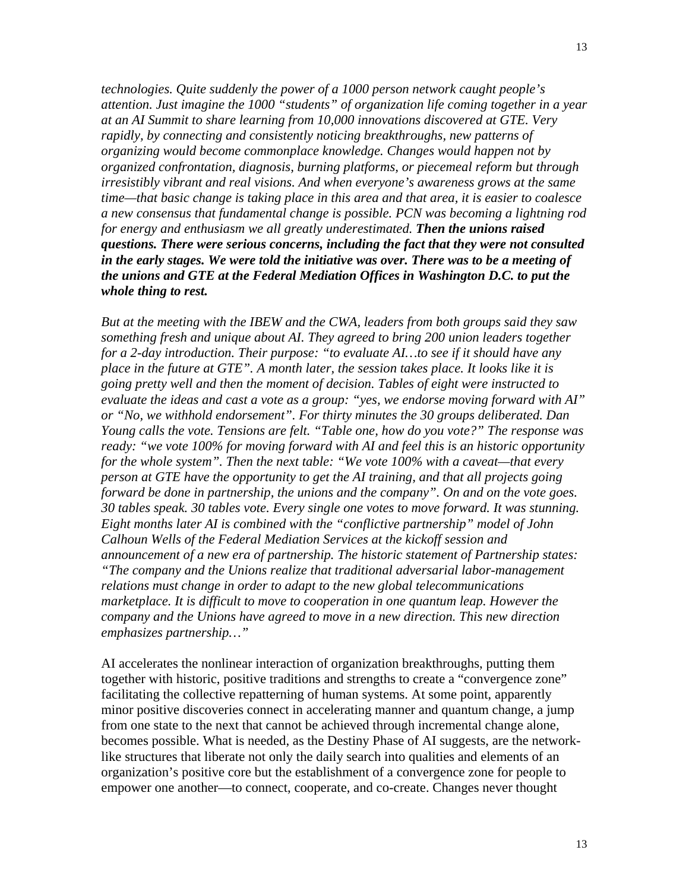*technologies. Quite suddenly the power of a 1000 person network caught people's attention. Just imagine the 1000 "students" of organization life coming together in a year at an AI Summit to share learning from 10,000 innovations discovered at GTE. Very rapidly, by connecting and consistently noticing breakthroughs, new patterns of organizing would become commonplace knowledge. Changes would happen not by organized confrontation, diagnosis, burning platforms, or piecemeal reform but through irresistibly vibrant and real visions. And when everyone's awareness grows at the same time—that basic change is taking place in this area and that area, it is easier to coalesce a new consensus that fundamental change is possible. PCN was becoming a lightning rod for energy and enthusiasm we all greatly underestimated.* ***Then the unions raised questions. There were serious concerns, including the fact that they were not consulted in the early stages. We were told the initiative was over. There was to be a meeting of the unions and GTE at the Federal Mediation Offices in Washington D.C. to put the whole thing to rest.***

*But at the meeting with the IBEW and the CWA, leaders from both groups said they saw something fresh and unique about AI. They agreed to bring 200 union leaders together for a 2-day introduction. Their purpose: "to evaluate AI…to see if it should have any place in the future at GTE". A month later, the session takes place. It looks like it is going pretty well and then the moment of decision. Tables of eight were instructed to evaluate the ideas and cast a vote as a group: "yes, we endorse moving forward with AI" or "No, we withhold endorsement". For thirty minutes the 30 groups deliberated. Dan Young calls the vote. Tensions are felt. "Table one, how do you vote?" The response was ready: "we vote 100% for moving forward with AI and feel this is an historic opportunity for the whole system". Then the next table: "We vote 100% with a caveat—that every person at GTE have the opportunity to get the AI training, and that all projects going forward be done in partnership, the unions and the company". On and on the vote goes. 30 tables speak. 30 tables vote. Every single one votes to move forward. It was stunning. Eight months later AI is combined with the "conflictive partnership" model of John Calhoun Wells of the Federal Mediation Services at the kickoff session and announcement of a new era of partnership. The historic statement of Partnership states: "The company and the Unions realize that traditional adversarial labor-management relations must change in order to adapt to the new global telecommunications marketplace. It is difficult to move to cooperation in one quantum leap. However the company and the Unions have agreed to move in a new direction. This new direction emphasizes partnership…"*

AI accelerates the nonlinear interaction of organization breakthroughs, putting them together with historic, positive traditions and strengths to create a "convergence zone" facilitating the collective repatterning of human systems. At some point, apparently minor positive discoveries connect in accelerating manner and quantum change, a jump from one state to the next that cannot be achieved through incremental change alone, becomes possible. What is needed, as the Destiny Phase of AI suggests, are the network-like structures that liberate not only the daily search into qualities and elements of an organization's positive core but the establishment of a convergence zone for people to empower one another—to connect, cooperate, and co-create. Changes never thought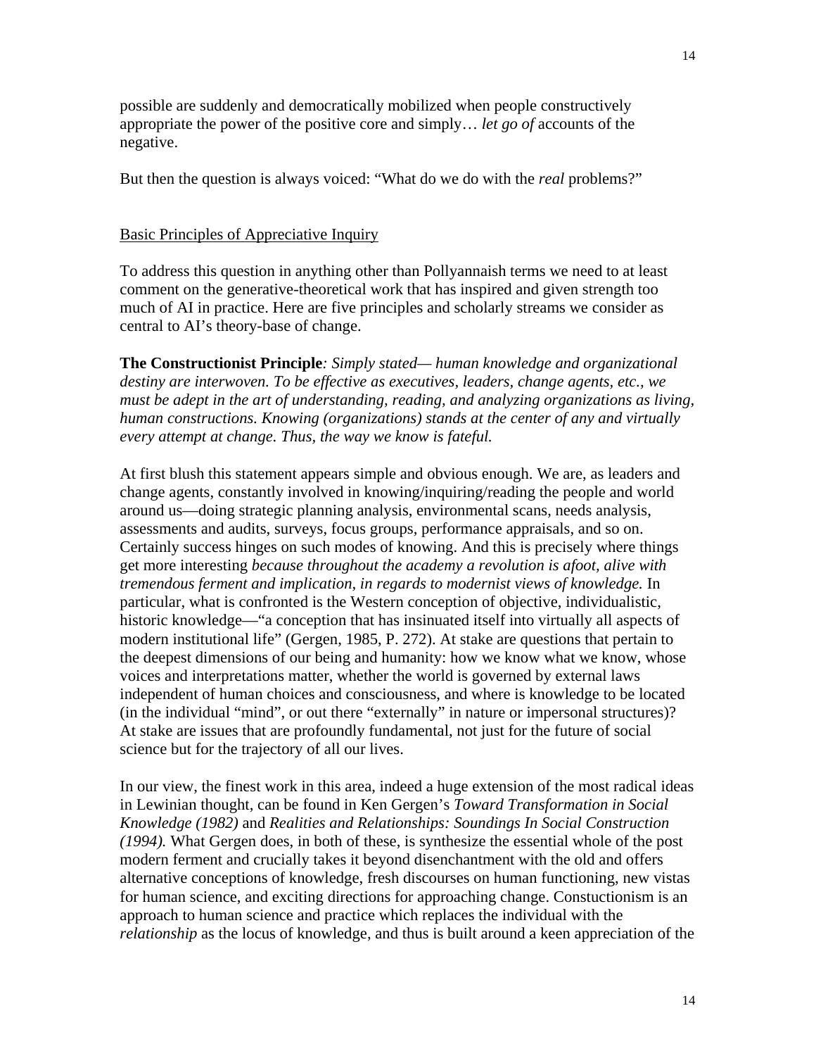possible are suddenly and democratically mobilized when people constructively appropriate the power of the positive core and simply… *let go of* accounts of the negative.

But then the question is always voiced: "What do we do with the *real* problems?"

<u>Basic Principles of Appreciative Inquiry</u>

To address this question in anything other than Pollyannaish terms we need to at least comment on the generative-theoretical work that has inspired and given strength too much of AI in practice. Here are five principles and scholarly streams we consider as central to AI's theory-base of change.

**The Constructionist Principle***: Simply stated— human knowledge and organizational destiny are interwoven. To be effective as executives, leaders, change agents, etc., we must be adept in the art of understanding, reading, and analyzing organizations as living, human constructions. Knowing (organizations) stands at the center of any and virtually every attempt at change. Thus, the way we know is fateful.*

At first blush this statement appears simple and obvious enough. We are, as leaders and change agents, constantly involved in knowing/inquiring/reading the people and world around us—doing strategic planning analysis, environmental scans, needs analysis, assessments and audits, surveys, focus groups, performance appraisals, and so on. Certainly success hinges on such modes of knowing. And this is precisely where things get more interesting *because throughout the academy a revolution is afoot, alive with tremendous ferment and implication, in regards to modernist views of knowledge.* In particular, what is confronted is the Western conception of objective, individualistic, historic knowledge—"a conception that has insinuated itself into virtually all aspects of modern institutional life" (Gergen, 1985, P. 272). At stake are questions that pertain to the deepest dimensions of our being and humanity: how we know what we know, whose voices and interpretations matter, whether the world is governed by external laws independent of human choices and consciousness, and where is knowledge to be located (in the individual "mind", or out there "externally" in nature or impersonal structures)? At stake are issues that are profoundly fundamental, not just for the future of social science but for the trajectory of all our lives.

In our view, the finest work in this area, indeed a huge extension of the most radical ideas in Lewinian thought, can be found in Ken Gergen's *Toward Transformation in Social Knowledge (1982)* and *Realities and Relationships: Soundings In Social Construction (1994).* What Gergen does, in both of these, is synthesize the essential whole of the post modern ferment and crucially takes it beyond disenchantment with the old and offers alternative conceptions of knowledge, fresh discourses on human functioning, new vistas for human science, and exciting directions for approaching change. Constuctionism is an approach to human science and practice which replaces the individual with the *relationship* as the locus of knowledge, and thus is built around a keen appreciation of the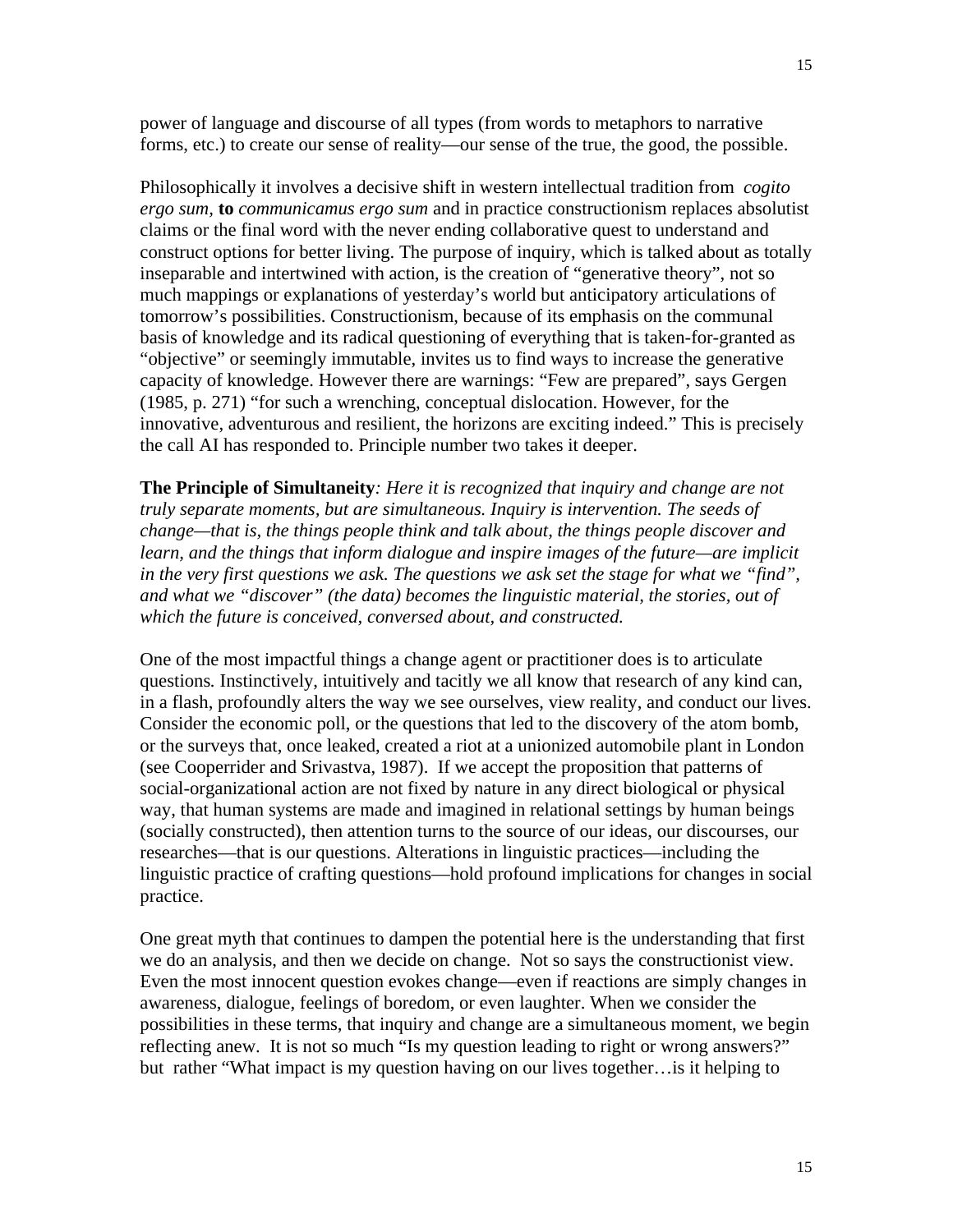power of language and discourse of all types (from words to metaphors to narrative forms, etc.) to create our sense of reality—our sense of the true, the good, the possible.

Philosophically it involves a decisive shift in western intellectual tradition from *cogito ergo sum*, **to** *communicamus ergo sum* and in practice constructionism replaces absolutist claims or the final word with the never ending collaborative quest to understand and construct options for better living. The purpose of inquiry, which is talked about as totally inseparable and intertwined with action, is the creation of "generative theory", not so much mappings or explanations of yesterday's world but anticipatory articulations of tomorrow's possibilities. Constructionism, because of its emphasis on the communal basis of knowledge and its radical questioning of everything that is taken-for-granted as "objective" or seemingly immutable, invites us to find ways to increase the generative capacity of knowledge. However there are warnings: "Few are prepared", says Gergen (1985, p. 271) "for such a wrenching, conceptual dislocation. However, for the innovative, adventurous and resilient, the horizons are exciting indeed." This is precisely the call AI has responded to. Principle number two takes it deeper.

**The Principle of Simultaneity***: Here it is recognized that inquiry and change are not truly separate moments, but are simultaneous. Inquiry is intervention. The seeds of change—that is, the things people think and talk about, the things people discover and learn, and the things that inform dialogue and inspire images of the future—are implicit in the very first questions we ask. The questions we ask set the stage for what we "find", and what we "discover" (the data) becomes the linguistic material, the stories, out of which the future is conceived, conversed about, and constructed.*

One of the most impactful things a change agent or practitioner does is to articulate questions. Instinctively, intuitively and tacitly we all know that research of any kind can, in a flash, profoundly alters the way we see ourselves, view reality, and conduct our lives. Consider the economic poll, or the questions that led to the discovery of the atom bomb, or the surveys that, once leaked, created a riot at a unionized automobile plant in London (see Cooperrider and Srivastva, 1987). If we accept the proposition that patterns of social-organizational action are not fixed by nature in any direct biological or physical way, that human systems are made and imagined in relational settings by human beings (socially constructed), then attention turns to the source of our ideas, our discourses, our researches—that is our questions. Alterations in linguistic practices—including the linguistic practice of crafting questions—hold profound implications for changes in social practice.

One great myth that continues to dampen the potential here is the understanding that first we do an analysis, and then we decide on change. Not so says the constructionist view. Even the most innocent question evokes change—even if reactions are simply changes in awareness, dialogue, feelings of boredom, or even laughter. When we consider the possibilities in these terms, that inquiry and change are a simultaneous moment, we begin reflecting anew. It is not so much "Is my question leading to right or wrong answers?" but rather "What impact is my question having on our lives together…is it helping to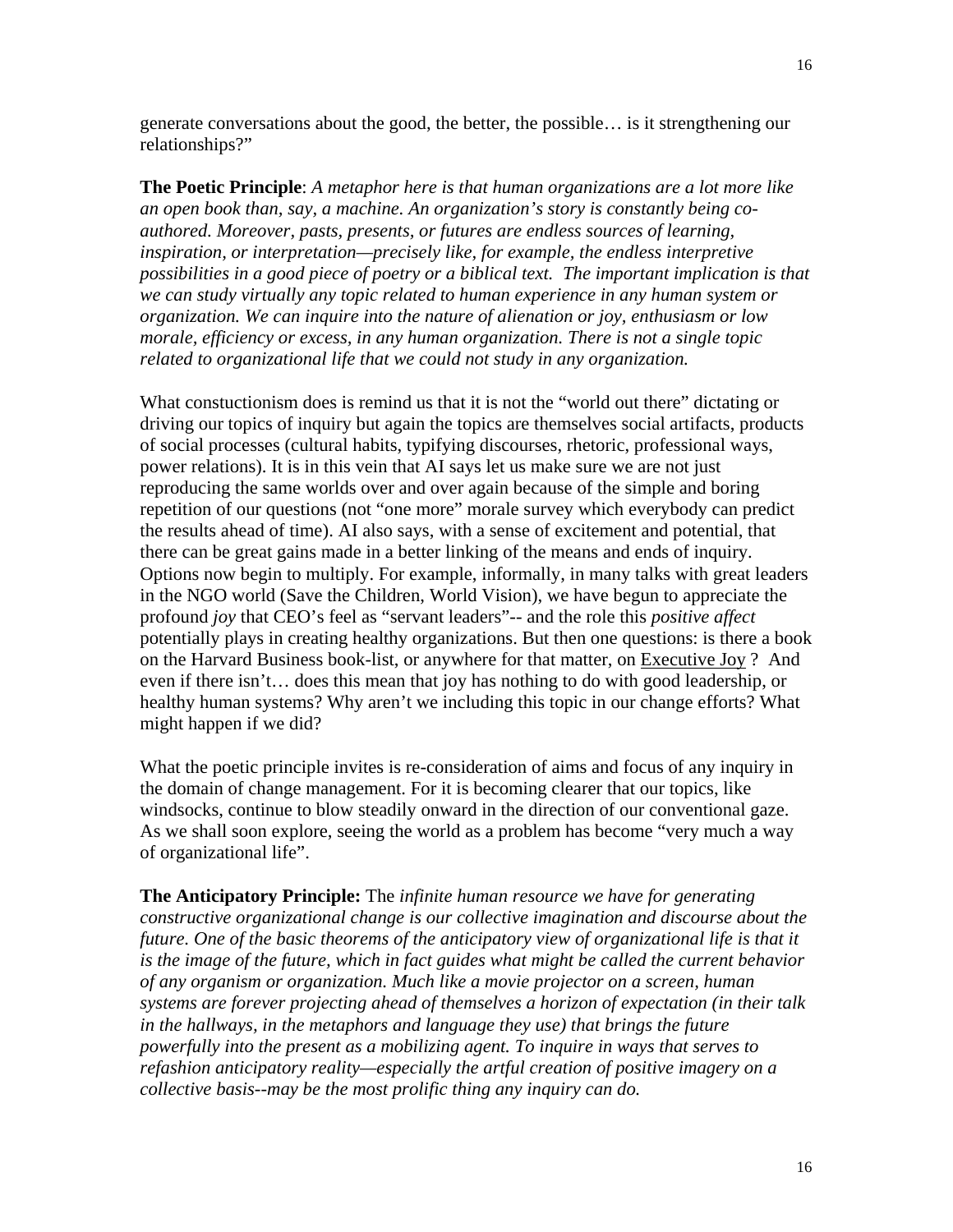generate conversations about the good, the better, the possible… is it strengthening our relationships?"

**The Poetic Principle**: *A metaphor here is that human organizations are a lot more like an open book than, say, a machine. An organization's story is constantly being co-authored. Moreover, pasts, presents, or futures are endless sources of learning, inspiration, or interpretation—precisely like, for example, the endless interpretive possibilities in a good piece of poetry or a biblical text. The important implication is that we can study virtually any topic related to human experience in any human system or organization. We can inquire into the nature of alienation or joy, enthusiasm or low morale, efficiency or excess, in any human organization. There is not a single topic related to organizational life that we could not study in any organization.*

What constuctionism does is remind us that it is not the "world out there" dictating or driving our topics of inquiry but again the topics are themselves social artifacts, products of social processes (cultural habits, typifying discourses, rhetoric, professional ways, power relations). It is in this vein that AI says let us make sure we are not just reproducing the same worlds over and over again because of the simple and boring repetition of our questions (not "one more" morale survey which everybody can predict the results ahead of time). AI also says, with a sense of excitement and potential, that there can be great gains made in a better linking of the means and ends of inquiry. Options now begin to multiply. For example, informally, in many talks with great leaders in the NGO world (Save the Children, World Vision), we have begun to appreciate the profound *joy* that CEO's feel as "servant leaders"-- and the role this *positive affect* potentially plays in creating healthy organizations. But then one questions: is there a book on the Harvard Business book-list, or anywhere for that matter, on <u>Executive Joy</u> ? And even if there isn't… does this mean that joy has nothing to do with good leadership, or healthy human systems? Why aren't we including this topic in our change efforts? What might happen if we did?

What the poetic principle invites is re-consideration of aims and focus of any inquiry in the domain of change management. For it is becoming clearer that our topics, like windsocks, continue to blow steadily onward in the direction of our conventional gaze. As we shall soon explore, seeing the world as a problem has become "very much a way of organizational life".

**The Anticipatory Principle:** The *infinite human resource we have for generating constructive organizational change is our collective imagination and discourse about the future. One of the basic theorems of the anticipatory view of organizational life is that it is the image of the future, which in fact guides what might be called the current behavior of any organism or organization. Much like a movie projector on a screen, human systems are forever projecting ahead of themselves a horizon of expectation (in their talk in the hallways, in the metaphors and language they use) that brings the future powerfully into the present as a mobilizing agent. To inquire in ways that serves to refashion anticipatory reality—especially the artful creation of positive imagery on a collective basis--may be the most prolific thing any inquiry can do.*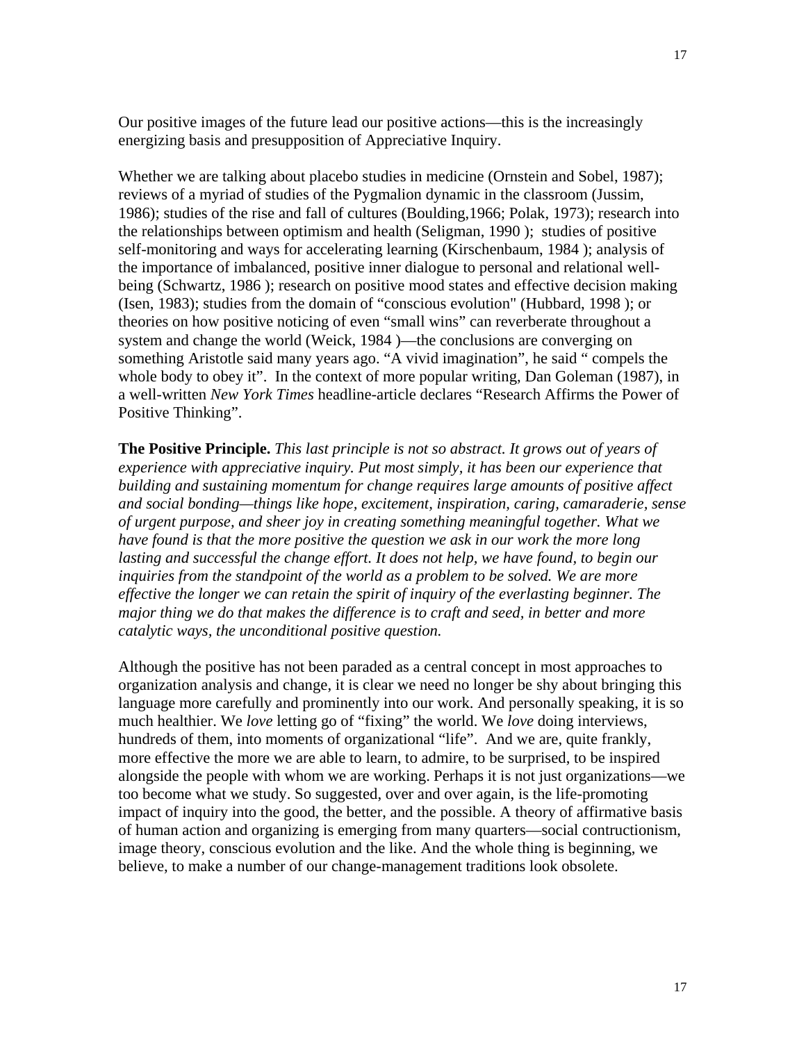Our positive images of the future lead our positive actions—this is the increasingly energizing basis and presupposition of Appreciative Inquiry.

Whether we are talking about placebo studies in medicine (Ornstein and Sobel, 1987); reviews of a myriad of studies of the Pygmalion dynamic in the classroom (Jussim, 1986); studies of the rise and fall of cultures (Boulding,1966; Polak, 1973); research into the relationships between optimism and health (Seligman, 1990 ); studies of positive self-monitoring and ways for accelerating learning (Kirschenbaum, 1984 ); analysis of the importance of imbalanced, positive inner dialogue to personal and relational well-being (Schwartz, 1986 ); research on positive mood states and effective decision making (Isen, 1983); studies from the domain of "conscious evolution" (Hubbard, 1998 ); or theories on how positive noticing of even "small wins" can reverberate throughout a system and change the world (Weick, 1984 )—the conclusions are converging on something Aristotle said many years ago. "A vivid imagination", he said " compels the whole body to obey it". In the context of more popular writing, Dan Goleman (1987), in a well-written *New York Times* headline-article declares "Research Affirms the Power of Positive Thinking".

**The Positive Principle.** *This last principle is not so abstract. It grows out of years of experience with appreciative inquiry. Put most simply, it has been our experience that building and sustaining momentum for change requires large amounts of positive affect and social bonding—things like hope, excitement, inspiration, caring, camaraderie, sense of urgent purpose, and sheer joy in creating something meaningful together. What we have found is that the more positive the question we ask in our work the more long lasting and successful the change effort. It does not help, we have found, to begin our inquiries from the standpoint of the world as a problem to be solved. We are more effective the longer we can retain the spirit of inquiry of the everlasting beginner. The major thing we do that makes the difference is to craft and seed, in better and more catalytic ways, the unconditional positive question.*

Although the positive has not been paraded as a central concept in most approaches to organization analysis and change, it is clear we need no longer be shy about bringing this language more carefully and prominently into our work. And personally speaking, it is so much healthier. We *love* letting go of "fixing" the world. We *love* doing interviews, hundreds of them, into moments of organizational "life". And we are, quite frankly, more effective the more we are able to learn, to admire, to be surprised, to be inspired alongside the people with whom we are working. Perhaps it is not just organizations—we too become what we study. So suggested, over and over again, is the life-promoting impact of inquiry into the good, the better, and the possible. A theory of affirmative basis of human action and organizing is emerging from many quarters—social contructionism, image theory, conscious evolution and the like. And the whole thing is beginning, we believe, to make a number of our change-management traditions look obsolete.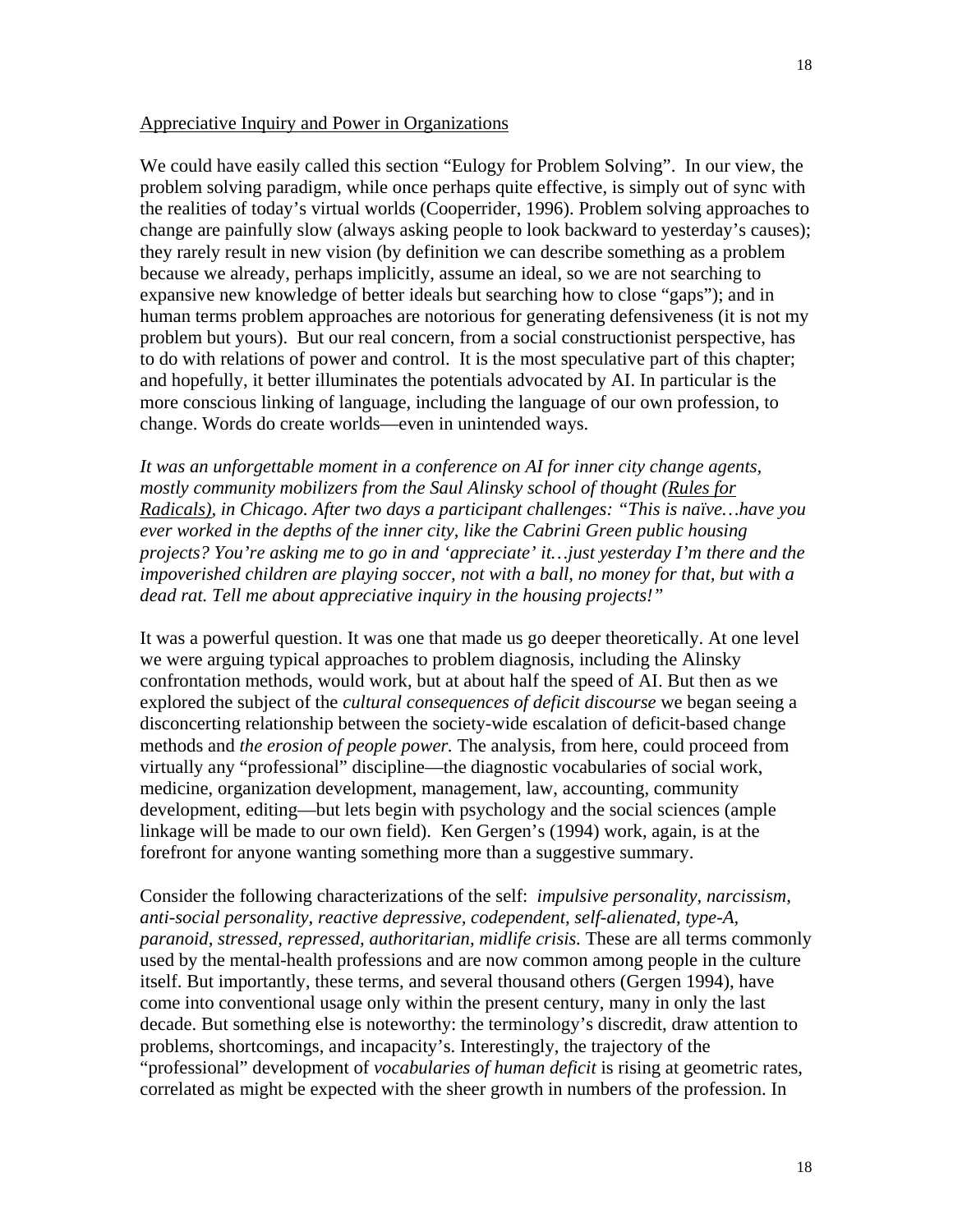Appreciative Inquiry and Power in Organizations

We could have easily called this section "Eulogy for Problem Solving". In our view, the problem solving paradigm, while once perhaps quite effective, is simply out of sync with the realities of today's virtual worlds (Cooperrider, 1996). Problem solving approaches to change are painfully slow (always asking people to look backward to yesterday's causes); they rarely result in new vision (by definition we can describe something as a problem because we already, perhaps implicitly, assume an ideal, so we are not searching to expansive new knowledge of better ideals but searching how to close "gaps"); and in human terms problem approaches are notorious for generating defensiveness (it is not my problem but yours). But our real concern, from a social constructionist perspective, has to do with relations of power and control. It is the most speculative part of this chapter; and hopefully, it better illuminates the potentials advocated by AI. In particular is the more conscious linking of language, including the language of our own profession, to change. Words do create worlds—even in unintended ways.

*It was an unforgettable moment in a conference on AI for inner city change agents, mostly community mobilizers from the Saul Alinsky school of thought (Rules for Radicals), in Chicago. After two days a participant challenges: "This is naïve…have you ever worked in the depths of the inner city, like the Cabrini Green public housing projects? You're asking me to go in and 'appreciate' it…just yesterday I'm there and the impoverished children are playing soccer, not with a ball, no money for that, but with a dead rat. Tell me about appreciative inquiry in the housing projects!"*

It was a powerful question. It was one that made us go deeper theoretically. At one level we were arguing typical approaches to problem diagnosis, including the Alinsky confrontation methods, would work, but at about half the speed of AI. But then as we explored the subject of the *cultural consequences of deficit discourse* we began seeing a disconcerting relationship between the society-wide escalation of deficit-based change methods and *the erosion of people power.* The analysis, from here, could proceed from virtually any "professional" discipline—the diagnostic vocabularies of social work, medicine, organization development, management, law, accounting, community development, editing—but lets begin with psychology and the social sciences (ample linkage will be made to our own field). Ken Gergen's (1994) work, again, is at the forefront for anyone wanting something more than a suggestive summary.

Consider the following characterizations of the self: *impulsive personality, narcissism, anti-social personality, reactive depressive, codependent, self-alienated, type-A, paranoid, stressed, repressed, authoritarian, midlife crisis.* These are all terms commonly used by the mental-health professions and are now common among people in the culture itself. But importantly, these terms, and several thousand others (Gergen 1994), have come into conventional usage only within the present century, many in only the last decade. But something else is noteworthy: the terminology's discredit, draw attention to problems, shortcomings, and incapacity's. Interestingly, the trajectory of the "professional" development of *vocabularies of human deficit* is rising at geometric rates, correlated as might be expected with the sheer growth in numbers of the profession. In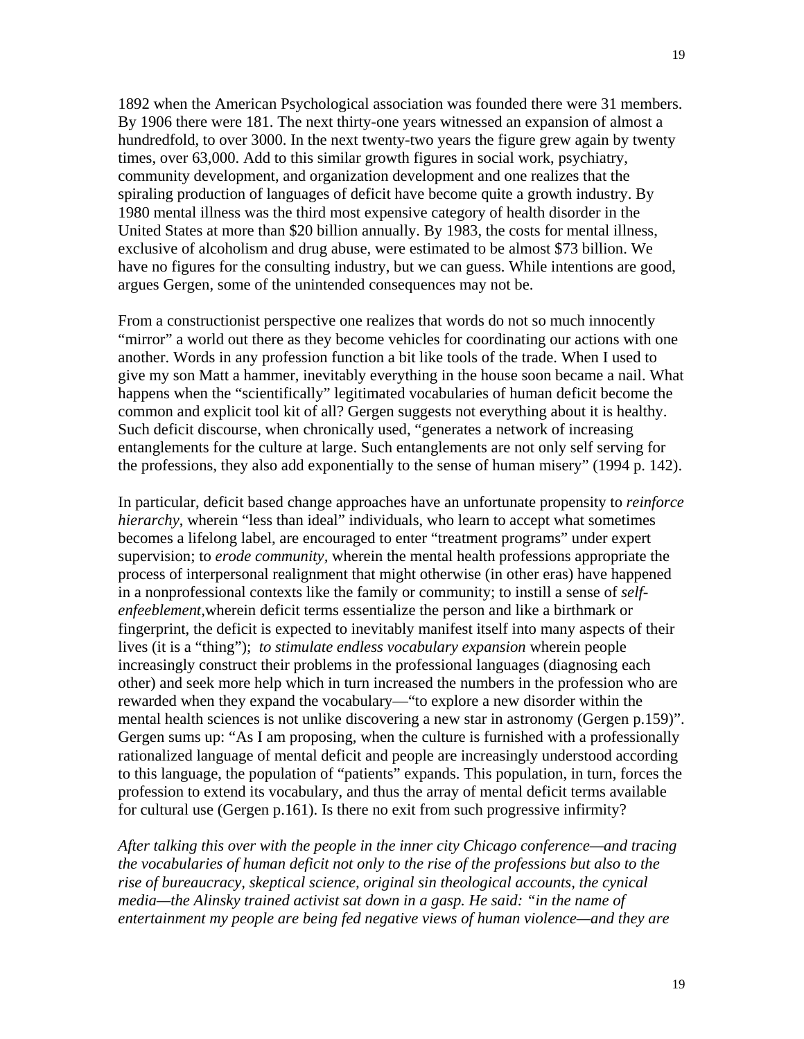1892 when the American Psychological association was founded there were 31 members. By 1906 there were 181. The next thirty-one years witnessed an expansion of almost a hundredfold, to over 3000. In the next twenty-two years the figure grew again by twenty times, over 63,000. Add to this similar growth figures in social work, psychiatry, community development, and organization development and one realizes that the spiraling production of languages of deficit have become quite a growth industry. By 1980 mental illness was the third most expensive category of health disorder in the United States at more than $20 billion annually. By 1983, the costs for mental illness, exclusive of alcoholism and drug abuse, were estimated to be almost $73 billion. We have no figures for the consulting industry, but we can guess. While intentions are good, argues Gergen, some of the unintended consequences may not be.

From a constructionist perspective one realizes that words do not so much innocently "mirror" a world out there as they become vehicles for coordinating our actions with one another. Words in any profession function a bit like tools of the trade. When I used to give my son Matt a hammer, inevitably everything in the house soon became a nail. What happens when the "scientifically" legitimated vocabularies of human deficit become the common and explicit tool kit of all? Gergen suggests not everything about it is healthy. Such deficit discourse, when chronically used, "generates a network of increasing entanglements for the culture at large. Such entanglements are not only self serving for the professions, they also add exponentially to the sense of human misery" (1994 p. 142).

In particular, deficit based change approaches have an unfortunate propensity to *reinforce hierarchy*, wherein "less than ideal" individuals, who learn to accept what sometimes becomes a lifelong label, are encouraged to enter "treatment programs" under expert supervision; to *erode community*, wherein the mental health professions appropriate the process of interpersonal realignment that might otherwise (in other eras) have happened in a nonprofessional contexts like the family or community; to instill a sense of *self-enfeeblement*,wherein deficit terms essentialize the person and like a birthmark or fingerprint, the deficit is expected to inevitably manifest itself into many aspects of their lives (it is a "thing"); *to stimulate endless vocabulary expansion* wherein people increasingly construct their problems in the professional languages (diagnosing each other) and seek more help which in turn increased the numbers in the profession who are rewarded when they expand the vocabulary—"to explore a new disorder within the mental health sciences is not unlike discovering a new star in astronomy (Gergen p.159)". Gergen sums up: "As I am proposing, when the culture is furnished with a professionally rationalized language of mental deficit and people are increasingly understood according to this language, the population of "patients" expands. This population, in turn, forces the profession to extend its vocabulary, and thus the array of mental deficit terms available for cultural use (Gergen p.161). Is there no exit from such progressive infirmity?

*After talking this over with the people in the inner city Chicago conference—and tracing the vocabularies of human deficit not only to the rise of the professions but also to the rise of bureaucracy, skeptical science, original sin theological accounts, the cynical media—the Alinsky trained activist sat down in a gasp. He said: "in the name of entertainment my people are being fed negative views of human violence—and they are*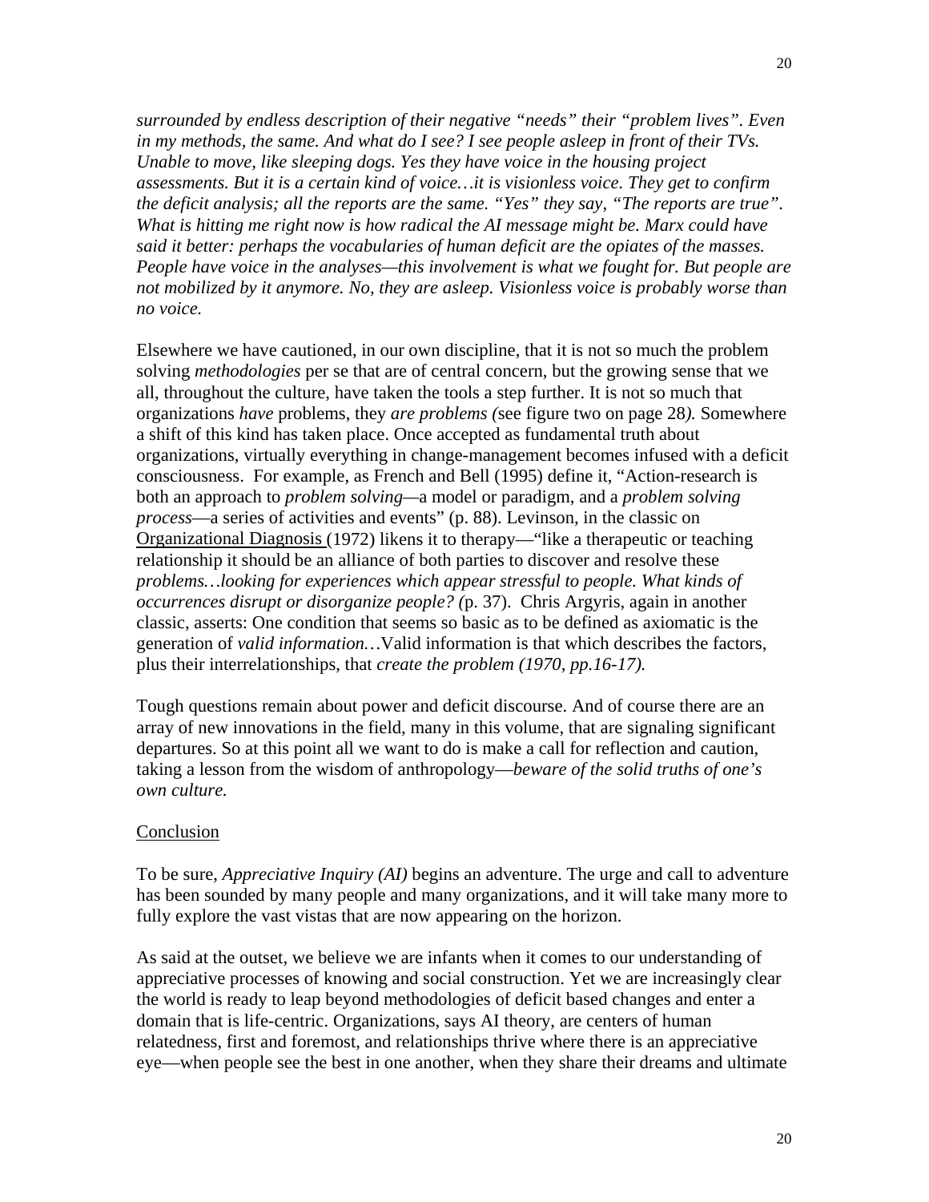*surrounded by endless description of their negative "needs" their "problem lives". Even in my methods, the same. And what do I see? I see people asleep in front of their TVs. Unable to move, like sleeping dogs. Yes they have voice in the housing project assessments. But it is a certain kind of voice…it is visionless voice. They get to confirm the deficit analysis; all the reports are the same. "Yes" they say, "The reports are true". What is hitting me right now is how radical the AI message might be. Marx could have said it better: perhaps the vocabularies of human deficit are the opiates of the masses. People have voice in the analyses—this involvement is what we fought for. But people are not mobilized by it anymore. No, they are asleep. Visionless voice is probably worse than no voice.*

Elsewhere we have cautioned, in our own discipline, that it is not so much the problem solving *methodologies* per se that are of central concern, but the growing sense that we all, throughout the culture, have taken the tools a step further. It is not so much that organizations *have* problems, they *are problems (*see figure two on page 28*).* Somewhere a shift of this kind has taken place. Once accepted as fundamental truth about organizations, virtually everything in change-management becomes infused with a deficit consciousness. For example, as French and Bell (1995) define it, "Action-research is both an approach to *problem solving*—a model or paradigm, and a *problem solving process*—a series of activities and events" (p. 88). Levinson, in the classic on Organizational Diagnosis (1972) likens it to therapy—"like a therapeutic or teaching relationship it should be an alliance of both parties to discover and resolve these *problems…looking for experiences which appear stressful to people. What kinds of occurrences disrupt or disorganize people? (*p. 37). Chris Argyris, again in another classic, asserts: One condition that seems so basic as to be defined as axiomatic is the generation of *valid information…*Valid information is that which describes the factors, plus their interrelationships, that *create the problem (1970, pp.16-17).*

Tough questions remain about power and deficit discourse. And of course there are an array of new innovations in the field, many in this volume, that are signaling significant departures. So at this point all we want to do is make a call for reflection and caution, taking a lesson from the wisdom of anthropology—*beware of the solid truths of one's own culture.*

## Conclusion

To be sure, *Appreciative Inquiry (AI)* begins an adventure. The urge and call to adventure has been sounded by many people and many organizations, and it will take many more to fully explore the vast vistas that are now appearing on the horizon.

As said at the outset, we believe we are infants when it comes to our understanding of appreciative processes of knowing and social construction. Yet we are increasingly clear the world is ready to leap beyond methodologies of deficit based changes and enter a domain that is life-centric. Organizations, says AI theory, are centers of human relatedness, first and foremost, and relationships thrive where there is an appreciative eye—when people see the best in one another, when they share their dreams and ultimate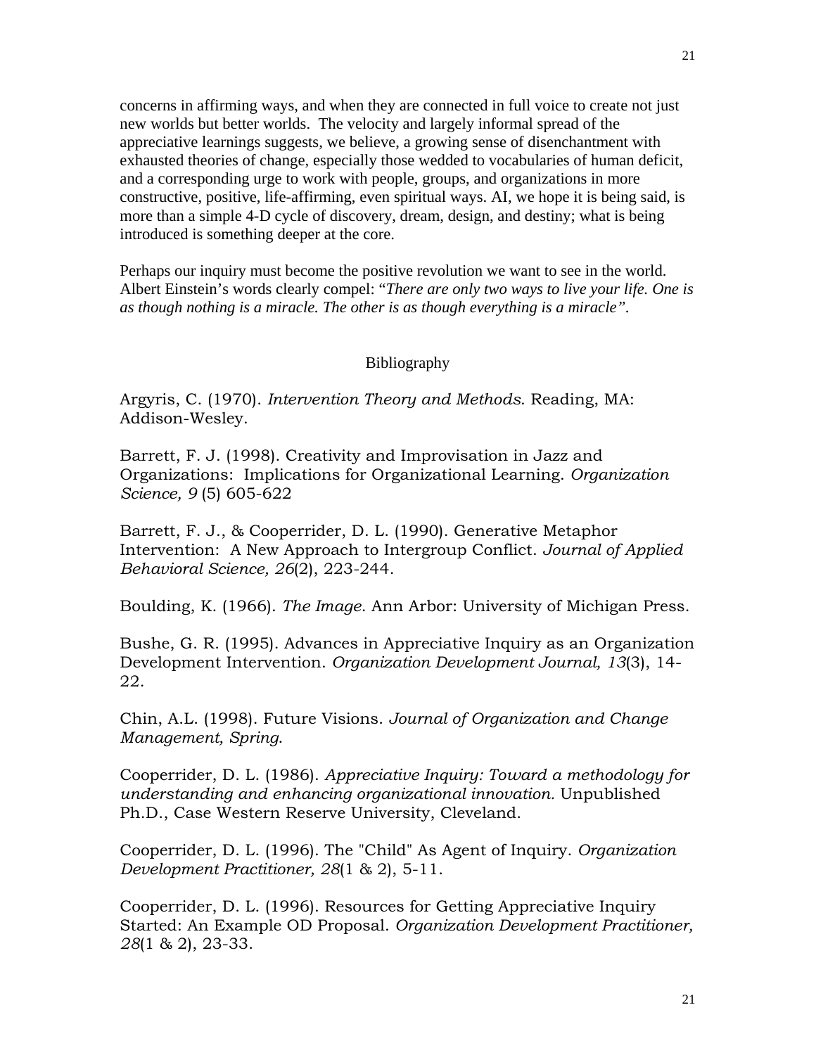concerns in affirming ways, and when they are connected in full voice to create not just new worlds but better worlds. The velocity and largely informal spread of the appreciative learnings suggests, we believe, a growing sense of disenchantment with exhausted theories of change, especially those wedded to vocabularies of human deficit, and a corresponding urge to work with people, groups, and organizations in more constructive, positive, life-affirming, even spiritual ways. AI, we hope it is being said, is more than a simple 4-D cycle of discovery, dream, design, and destiny; what is being introduced is something deeper at the core.

Perhaps our inquiry must become the positive revolution we want to see in the world. Albert Einstein's words clearly compel: "*There are only two ways to live your life. One is as though nothing is a miracle. The other is as though everything is a miracle"*.

## Bibliography

Argyris, C. (1970). *Intervention Theory and Methods*. Reading, MA: Addison-Wesley.

Barrett, F. J. (1998). Creativity and Improvisation in Jazz and Organizations: Implications for Organizational Learning. *Organization Science, 9* (5) 605-622

Barrett, F. J., & Cooperrider, D. L. (1990). Generative Metaphor Intervention: A New Approach to Intergroup Conflict. *Journal of Applied Behavioral Science, 26*(2), 223-244.

Boulding, K. (1966). *The Image*. Ann Arbor: University of Michigan Press.

Bushe, G. R. (1995). Advances in Appreciative Inquiry as an Organization Development Intervention. *Organization Development Journal, 13*(3), 14-22.

Chin, A.L. (1998). Future Visions. *Journal of Organization and Change Management, Spring*.

Cooperrider, D. L. (1986). *Appreciative Inquiry: Toward a methodology for understanding and enhancing organizational innovation*. Unpublished Ph.D., Case Western Reserve University, Cleveland.

Cooperrider, D. L. (1996). The "Child" As Agent of Inquiry. *Organization Development Practitioner, 28*(1 & 2), 5-11.

Cooperrider, D. L. (1996). Resources for Getting Appreciative Inquiry Started: An Example OD Proposal. *Organization Development Practitioner, 28*(1 & 2), 23-33.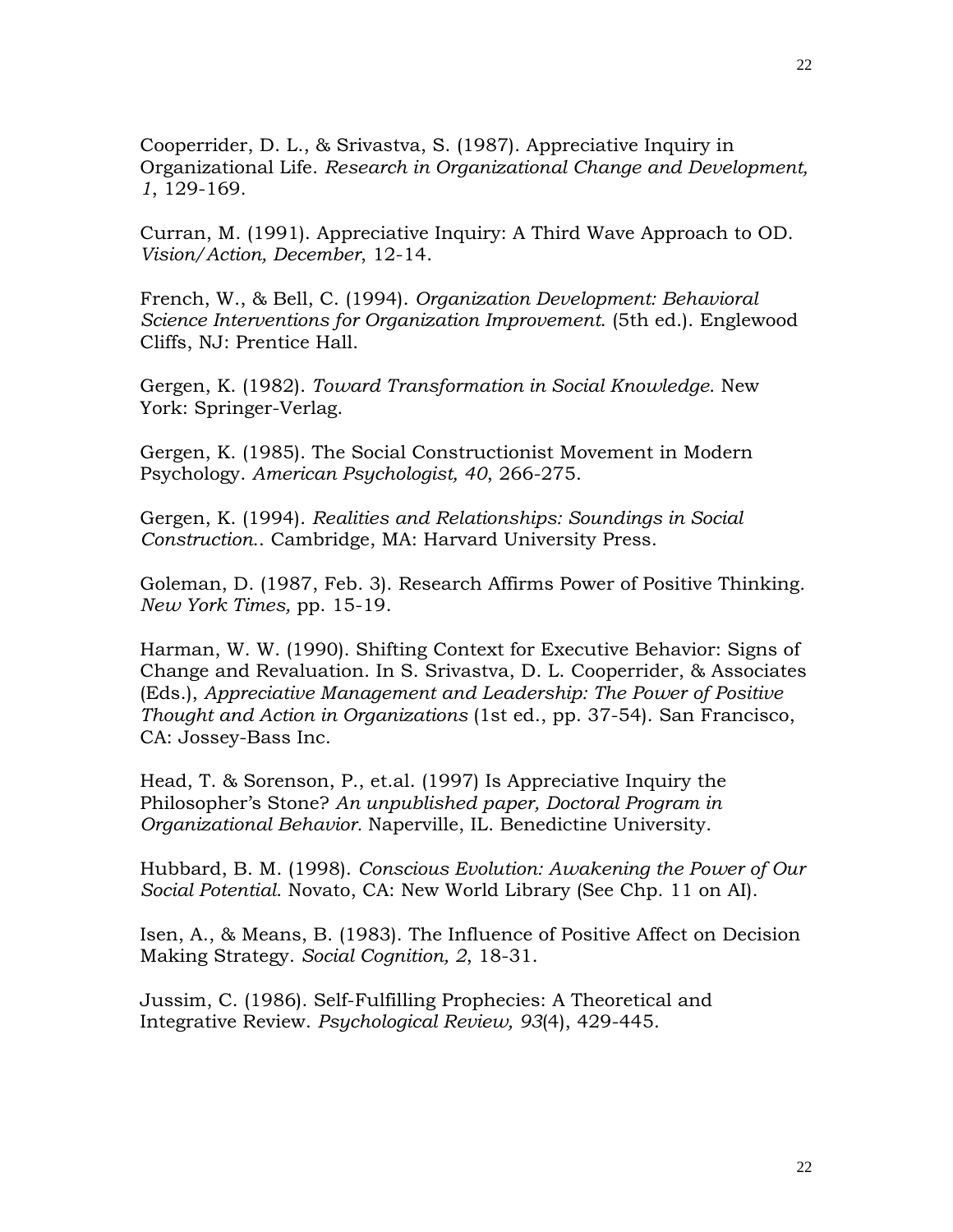Cooperrider, D. L., & Srivastva, S. (1987). Appreciative Inquiry in Organizational Life. *Research in Organizational Change and Development, 1*, 129-169.

Curran, M. (1991). Appreciative Inquiry: A Third Wave Approach to OD. *Vision/Action, December*, 12-14.

French, W., & Bell, C. (1994). *Organization Development: Behavioral Science Interventions for Organization Improvement*. (5th ed.). Englewood Cliffs, NJ: Prentice Hall.

Gergen, K. (1982). *Toward Transformation in Social Knowledge*. New York: Springer-Verlag.

Gergen, K. (1985). The Social Constructionist Movement in Modern Psychology. *American Psychologist, 40*, 266-275.

Gergen, K. (1994). *Realities and Relationships: Soundings in Social Construction.*. Cambridge, MA: Harvard University Press.

Goleman, D. (1987, Feb. 3). Research Affirms Power of Positive Thinking. *New York Times,* pp. 15-19.

Harman, W. W. (1990). Shifting Context for Executive Behavior: Signs of Change and Revaluation. In S. Srivastva, D. L. Cooperrider, & Associates (Eds.), *Appreciative Management and Leadership: The Power of Positive Thought and Action in Organizations* (1st ed., pp. 37-54). San Francisco, CA: Jossey-Bass Inc.

Head, T. & Sorenson, P., et.al. (1997) Is Appreciative Inquiry the Philosopher's Stone? *An unpublished paper, Doctoral Program in Organizational Behavior.* Naperville, IL. Benedictine University.

Hubbard, B. M. (1998). *Conscious Evolution: Awakening the Power of Our Social Potential*. Novato, CA: New World Library (See Chp. 11 on AI).

Isen, A., & Means, B. (1983). The Influence of Positive Affect on Decision Making Strategy. *Social Cognition, 2*, 18-31.

Jussim, C. (1986). Self-Fulfilling Prophecies: A Theoretical and Integrative Review. *Psychological Review, 93*(4), 429-445.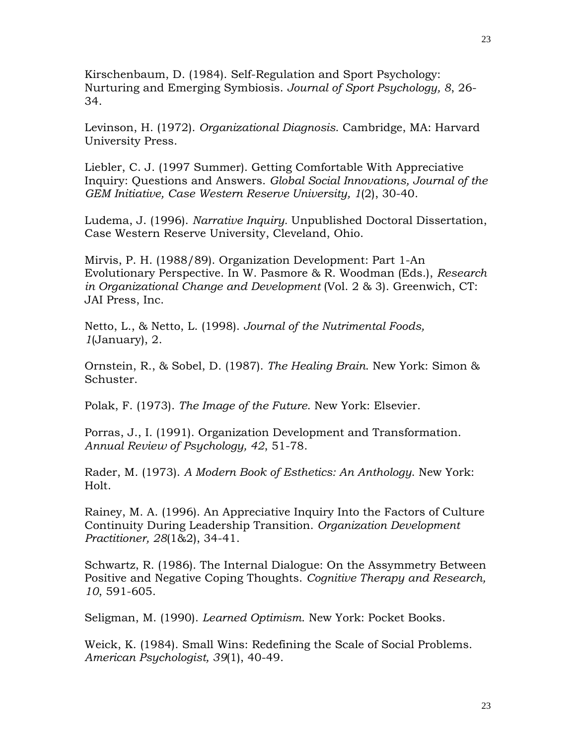Kirschenbaum, D. (1984). Self-Regulation and Sport Psychology: Nurturing and Emerging Symbiosis. *Journal of Sport Psychology, 8*, 26-34.

Levinson, H. (1972). *Organizational Diagnosis*. Cambridge, MA: Harvard University Press.

Liebler, C. J. (1997 Summer). Getting Comfortable With Appreciative Inquiry: Questions and Answers. *Global Social Innovations, Journal of the GEM Initiative, Case Western Reserve University, 1*(2), 30-40.

Ludema, J. (1996). *Narrative Inquiry*. Unpublished Doctoral Dissertation, Case Western Reserve University, Cleveland, Ohio.

Mirvis, P. H. (1988/89). Organization Development: Part 1-An Evolutionary Perspective. In W. Pasmore & R. Woodman (Eds.), *Research in Organizational Change and Development* (Vol. 2 & 3). Greenwich, CT: JAI Press, Inc.

Netto, L., & Netto, L. (1998). *Journal of the Nutrimental Foods, 1*(January), 2.

Ornstein, R., & Sobel, D. (1987). *The Healing Brain*. New York: Simon & Schuster.

Polak, F. (1973). *The Image of the Future*. New York: Elsevier.

Porras, J., I. (1991). Organization Development and Transformation. *Annual Review of Psychology, 42*, 51-78.

Rader, M. (1973). *A Modern Book of Esthetics: An Anthology*. New York: Holt.

Rainey, M. A. (1996). An Appreciative Inquiry Into the Factors of Culture Continuity During Leadership Transition. *Organization Development Practitioner, 28*(1&2), 34-41.

Schwartz, R. (1986). The Internal Dialogue: On the Assymmetry Between Positive and Negative Coping Thoughts. *Cognitive Therapy and Research, 10*, 591-605.

Seligman, M. (1990). *Learned Optimism*. New York: Pocket Books.

Weick, K. (1984). Small Wins: Redefining the Scale of Social Problems. *American Psychologist, 39*(1), 40-49.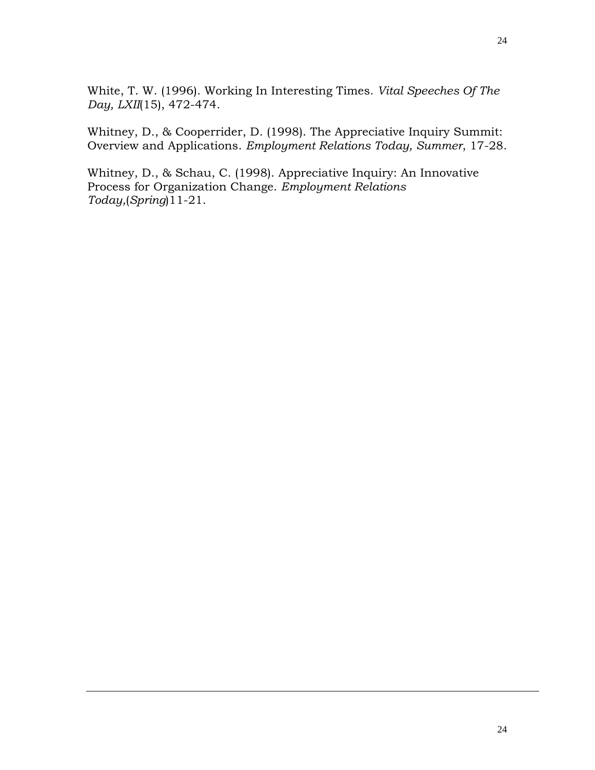White, T. W. (1996). Working In Interesting Times. *Vital Speeches Of The Day, LXII*(15), 472-474.

Whitney, D., & Cooperrider, D. (1998). The Appreciative Inquiry Summit: Overview and Applications. *Employment Relations Today, Summer*, 17-28.

Whitney, D., & Schau, C. (1998). Appreciative Inquiry: An Innovative Process for Organization Change. *Employment Relations Today,*(*Spring*)11-21.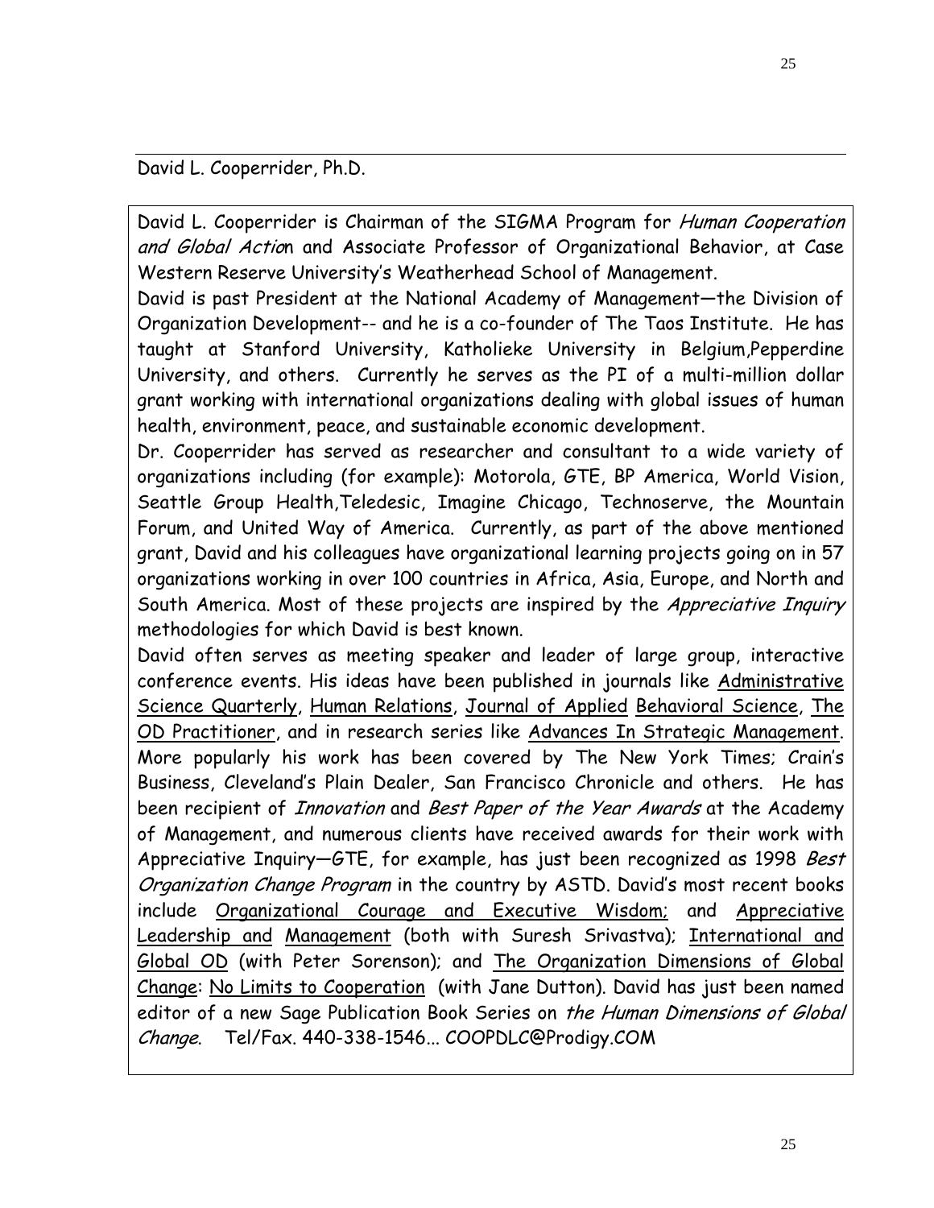David L. Cooperrider, Ph.D.

David L. Cooperrider is Chairman of the SIGMA Program for *Human Cooperation and Global Actio*n and Associate Professor of Organizational Behavior, at Case Western Reserve University's Weatherhead School of Management.

David is past President at the National Academy of Management—the Division of Organization Development-- and he is a co-founder of The Taos Institute. He has taught at Stanford University, Katholieke University in Belgium,Pepperdine University, and others. Currently he serves as the PI of a multi-million dollar grant working with international organizations dealing with global issues of human health, environment, peace, and sustainable economic development.

Dr. Cooperrider has served as researcher and consultant to a wide variety of organizations including (for example): Motorola, GTE, BP America, World Vision, Seattle Group Health,Teledesic, Imagine Chicago, Technoserve, the Mountain Forum, and United Way of America. Currently, as part of the above mentioned grant, David and his colleagues have organizational learning projects going on in 57 organizations working in over 100 countries in Africa, Asia, Europe, and North and South America. Most of these projects are inspired by the *Appreciative Inquiry* methodologies for which David is best known.

David often serves as meeting speaker and leader of large group, interactive conference events. His ideas have been published in journals like Administrative Science Quarterly, Human Relations, Journal of Applied Behavioral Science, The OD Practitioner, and in research series like Advances In Strategic Management. More popularly his work has been covered by The New York Times; Crain's Business, Cleveland's Plain Dealer, San Francisco Chronicle and others. He has been recipient of *Innovation* and *Best Paper of the Year Awards* at the Academy of Management, and numerous clients have received awards for their work with Appreciative Inquiry—GTE, for example, has just been recognized as 1998 *Best Organization Change Program* in the country by ASTD. David's most recent books include Organizational Courage and Executive Wisdom; and Appreciative Leadership and Management (both with Suresh Srivastva); International and Global OD (with Peter Sorenson); and The Organization Dimensions of Global Change: No Limits to Cooperation (with Jane Dutton). David has just been named editor of a new Sage Publication Book Series on *the Human Dimensions of Global Change*. Tel/Fax. 440-338-1546... COOPDLC@Prodigy.COM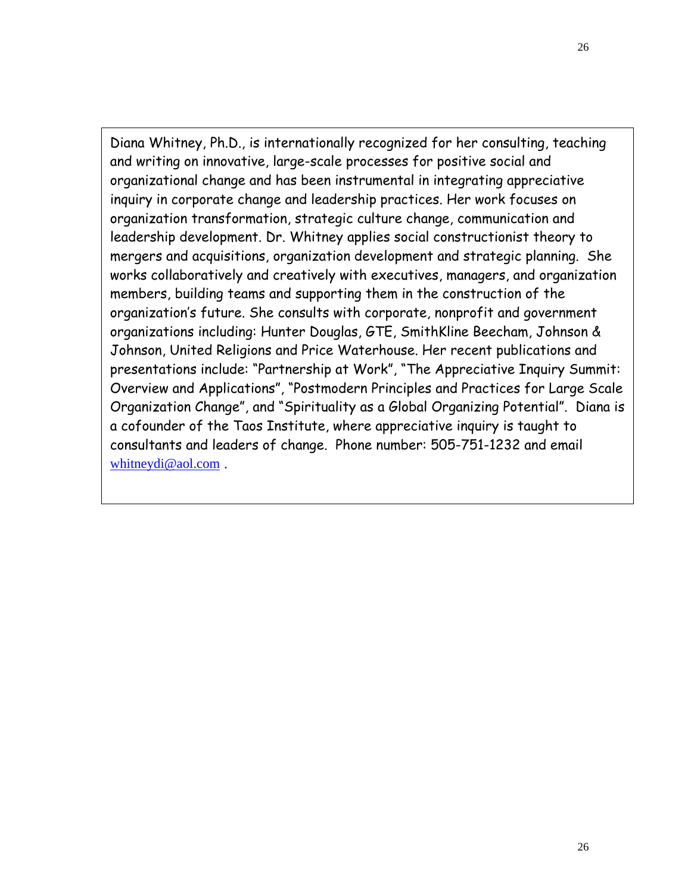Diana Whitney, Ph.D., is internationally recognized for her consulting, teaching and writing on innovative, large-scale processes for positive social and organizational change and has been instrumental in integrating appreciative inquiry in corporate change and leadership practices. Her work focuses on organization transformation, strategic culture change, communication and leadership development. Dr. Whitney applies social constructionist theory to mergers and acquisitions, organization development and strategic planning. She works collaboratively and creatively with executives, managers, and organization members, building teams and supporting them in the construction of the organization's future. She consults with corporate, nonprofit and government organizations including: Hunter Douglas, GTE, SmithKline Beecham, Johnson & Johnson, United Religions and Price Waterhouse. Her recent publications and presentations include: "Partnership at Work", "The Appreciative Inquiry Summit: Overview and Applications", "Postmodern Principles and Practices for Large Scale Organization Change", and "Spirituality as a Global Organizing Potential". Diana is a cofounder of the Taos Institute, where appreciative inquiry is taught to consultants and leaders of change. Phone number: 505-751-1232 and email whitneydi@aol.com .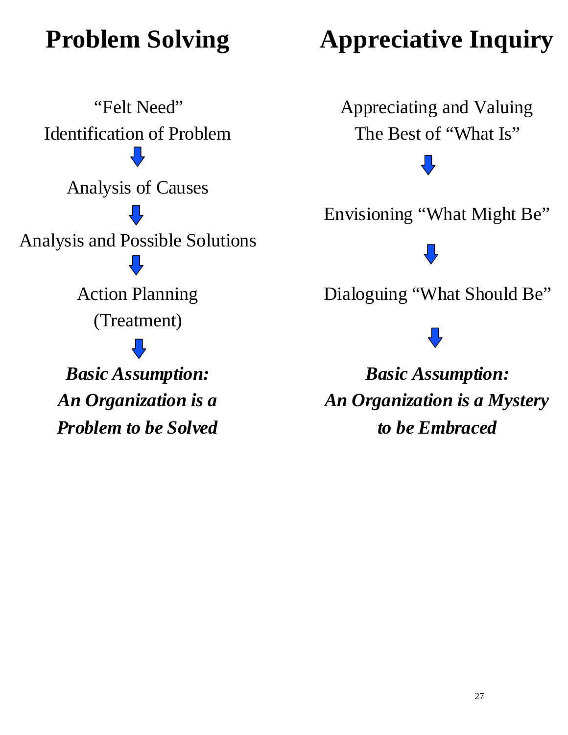## Problem Solving

"Felt Need"
Identification of Problem

↓

Analysis of Causes

↓

Analysis and Possible Solutions

↓

Action Planning
(Treatment)

↓

***Basic Assumption:***
***An Organization is a Problem to be Solved***

## Appreciative Inquiry

Appreciating and Valuing
The Best of "What Is"

↓

Envisioning "What Might Be"

↓

Dialoguing "What Should Be"

↓

***Basic Assumption:***
***An Organization is a Mystery to be Embraced***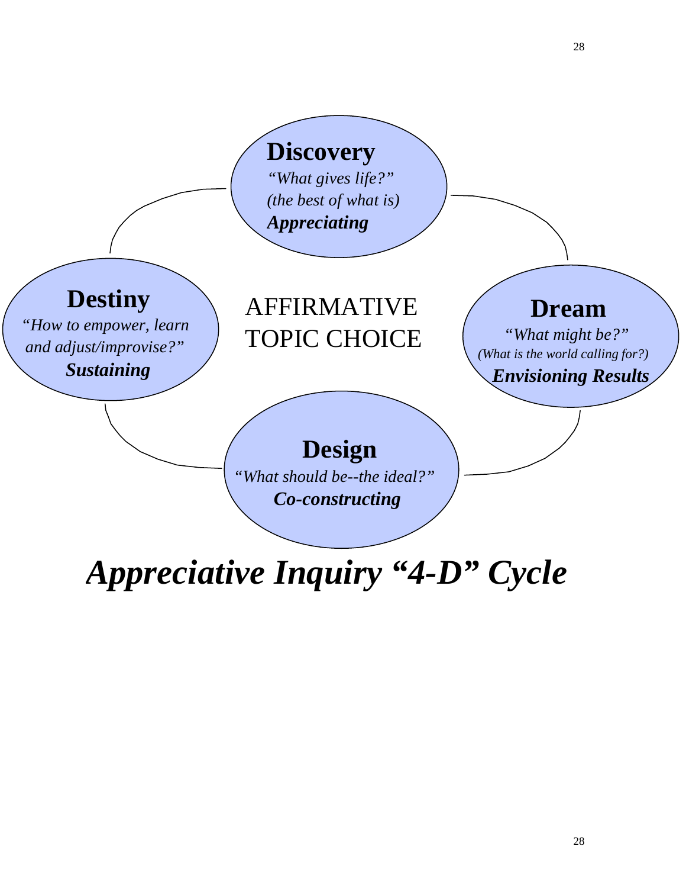**Discovery**
*"What gives life?"*
*(the best of what is)*
***Appreciating***

**Dream**
*"What might be?"*
*(What is the world calling for?)*
***Envisioning Results***

**Design**
*"What should be--the ideal?"*
***Co-constructing***

**Destiny**
*"How to empower, learn and adjust/improvise?"*
***Sustaining***

AFFIRMATIVE TOPIC CHOICE

***Appreciative Inquiry "4-D" Cycle***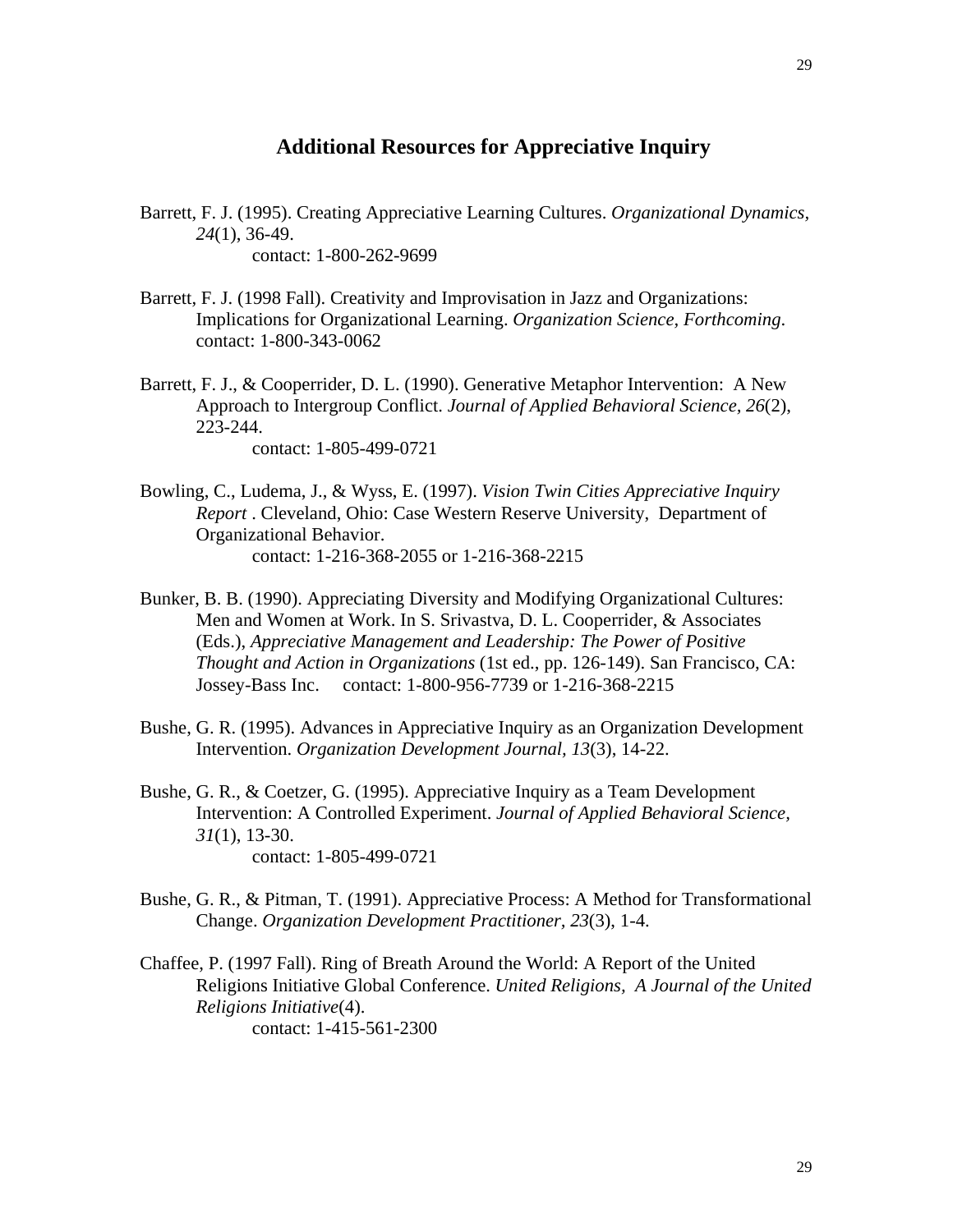## Additional Resources for Appreciative Inquiry

Barrett, F. J. (1995). Creating Appreciative Learning Cultures. *Organizational Dynamics, 24*(1), 36-49.
contact: 1-800-262-9699

Barrett, F. J. (1998 Fall). Creativity and Improvisation in Jazz and Organizations: Implications for Organizational Learning. *Organization Science, Forthcoming*.
contact: 1-800-343-0062

Barrett, F. J., & Cooperrider, D. L. (1990). Generative Metaphor Intervention: A New Approach to Intergroup Conflict. *Journal of Applied Behavioral Science, 26*(2), 223-244.
contact: 1-805-499-0721

Bowling, C., Ludema, J., & Wyss, E. (1997). *Vision Twin Cities Appreciative Inquiry Report* . Cleveland, Ohio: Case Western Reserve University, Department of Organizational Behavior.
contact: 1-216-368-2055 or 1-216-368-2215

Bunker, B. B. (1990). Appreciating Diversity and Modifying Organizational Cultures: Men and Women at Work. In S. Srivastva, D. L. Cooperrider, & Associates (Eds.), *Appreciative Management and Leadership: The Power of Positive Thought and Action in Organizations* (1st ed., pp. 126-149). San Francisco, CA: Jossey-Bass Inc. contact: 1-800-956-7739 or 1-216-368-2215

Bushe, G. R. (1995). Advances in Appreciative Inquiry as an Organization Development Intervention. *Organization Development Journal, 13*(3), 14-22.

Bushe, G. R., & Coetzer, G. (1995). Appreciative Inquiry as a Team Development Intervention: A Controlled Experiment. *Journal of Applied Behavioral Science, 31*(1), 13-30.
contact: 1-805-499-0721

Bushe, G. R., & Pitman, T. (1991). Appreciative Process: A Method for Transformational Change. *Organization Development Practitioner, 23*(3), 1-4.

Chaffee, P. (1997 Fall). Ring of Breath Around the World: A Report of the United Religions Initiative Global Conference. *United Religions, A Journal of the United Religions Initiative*(4).
contact: 1-415-561-2300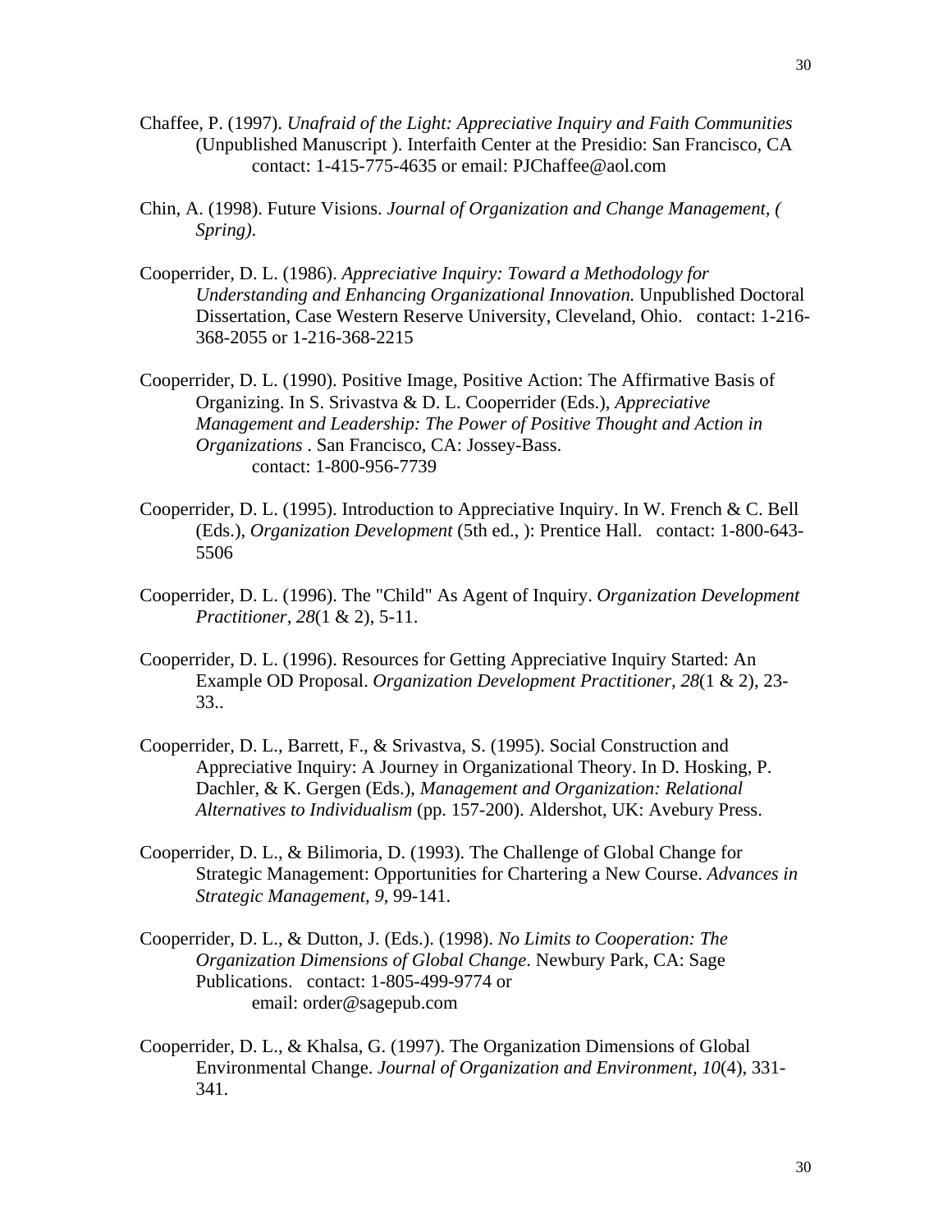Chaffee, P. (1997). *Unafraid of the Light: Appreciative Inquiry and Faith Communities* (Unpublished Manuscript ). Interfaith Center at the Presidio: San Francisco, CA contact: 1-415-775-4635 or email: PJChaffee@aol.com

Chin, A. (1998). Future Visions. *Journal of Organization and Change Management, ( Spring).*

Cooperrider, D. L. (1986). *Appreciative Inquiry: Toward a Methodology for Understanding and Enhancing Organizational Innovation.* Unpublished Doctoral Dissertation, Case Western Reserve University, Cleveland, Ohio. contact: 1-216-368-2055 or 1-216-368-2215

Cooperrider, D. L. (1990). Positive Image, Positive Action: The Affirmative Basis of Organizing. In S. Srivastva & D. L. Cooperrider (Eds.), *Appreciative Management and Leadership: The Power of Positive Thought and Action in Organizations* . San Francisco, CA: Jossey-Bass. contact: 1-800-956-7739

Cooperrider, D. L. (1995). Introduction to Appreciative Inquiry. In W. French & C. Bell (Eds.), *Organization Development* (5th ed., ): Prentice Hall. contact: 1-800-643-5506

Cooperrider, D. L. (1996). The "Child" As Agent of Inquiry. *Organization Development Practitioner, 28*(1 & 2), 5-11.

Cooperrider, D. L. (1996). Resources for Getting Appreciative Inquiry Started: An Example OD Proposal. *Organization Development Practitioner, 28*(1 & 2), 23-33..

Cooperrider, D. L., Barrett, F., & Srivastva, S. (1995). Social Construction and Appreciative Inquiry: A Journey in Organizational Theory. In D. Hosking, P. Dachler, & K. Gergen (Eds.), *Management and Organization: Relational Alternatives to Individualism* (pp. 157-200). Aldershot, UK: Avebury Press.

Cooperrider, D. L., & Bilimoria, D. (1993). The Challenge of Global Change for Strategic Management: Opportunities for Chartering a New Course. *Advances in Strategic Management, 9*, 99-141.

Cooperrider, D. L., & Dutton, J. (Eds.). (1998). *No Limits to Cooperation: The Organization Dimensions of Global Change*. Newbury Park, CA: Sage Publications. contact: 1-805-499-9774 or email: order@sagepub.com

Cooperrider, D. L., & Khalsa, G. (1997). The Organization Dimensions of Global Environmental Change. *Journal of Organization and Environment, 10*(4), 331-341.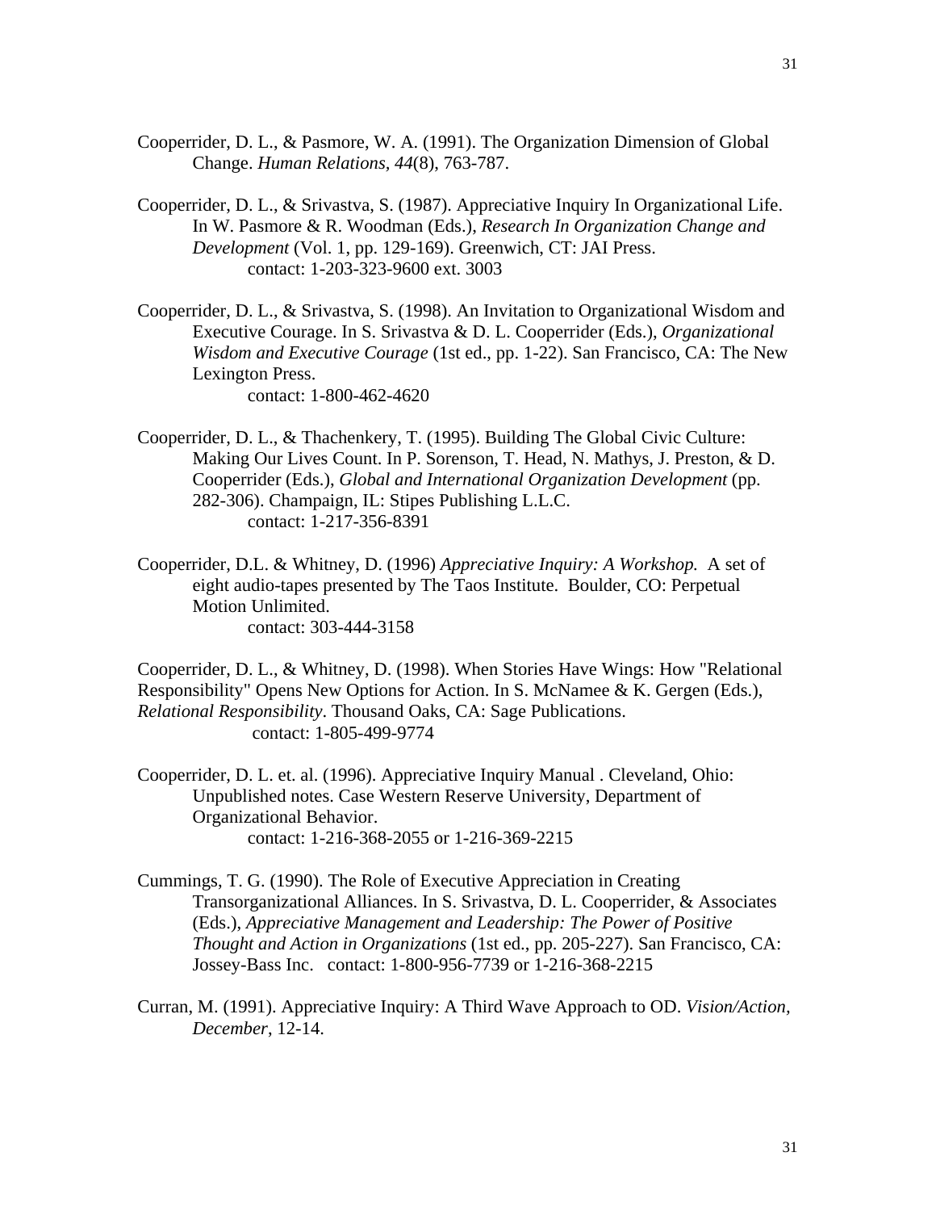Cooperrider, D. L., & Pasmore, W. A. (1991). The Organization Dimension of Global Change. *Human Relations*, *44*(8), 763-787.

Cooperrider, D. L., & Srivastva, S. (1987). Appreciative Inquiry In Organizational Life. In W. Pasmore & R. Woodman (Eds.), *Research In Organization Change and Development* (Vol. 1, pp. 129-169). Greenwich, CT: JAI Press.
contact: 1-203-323-9600 ext. 3003

Cooperrider, D. L., & Srivastva, S. (1998). An Invitation to Organizational Wisdom and Executive Courage. In S. Srivastva & D. L. Cooperrider (Eds.), *Organizational Wisdom and Executive Courage* (1st ed., pp. 1-22). San Francisco, CA: The New Lexington Press.
contact: 1-800-462-4620

Cooperrider, D. L., & Thachenkery, T. (1995). Building The Global Civic Culture: Making Our Lives Count. In P. Sorenson, T. Head, N. Mathys, J. Preston, & D. Cooperrider (Eds.), *Global and International Organization Development* (pp. 282-306). Champaign, IL: Stipes Publishing L.L.C.
contact: 1-217-356-8391

Cooperrider, D.L. & Whitney, D. (1996) *Appreciative Inquiry: A Workshop.* A set of eight audio-tapes presented by The Taos Institute. Boulder, CO: Perpetual Motion Unlimited.
contact: 303-444-3158

Cooperrider, D. L., & Whitney, D. (1998). When Stories Have Wings: How "Relational Responsibility" Opens New Options for Action. In S. McNamee & K. Gergen (Eds.), *Relational Responsibility*. Thousand Oaks, CA: Sage Publications.
contact: 1-805-499-9774

Cooperrider, D. L. et. al. (1996). Appreciative Inquiry Manual . Cleveland, Ohio: Unpublished notes. Case Western Reserve University, Department of Organizational Behavior.
contact: 1-216-368-2055 or 1-216-369-2215

Cummings, T. G. (1990). The Role of Executive Appreciation in Creating Transorganizational Alliances. In S. Srivastva, D. L. Cooperrider, & Associates (Eds.), *Appreciative Management and Leadership: The Power of Positive Thought and Action in Organizations* (1st ed., pp. 205-227). San Francisco, CA: Jossey-Bass Inc. contact: 1-800-956-7739 or 1-216-368-2215

Curran, M. (1991). Appreciative Inquiry: A Third Wave Approach to OD. *Vision/Action, December*, 12-14.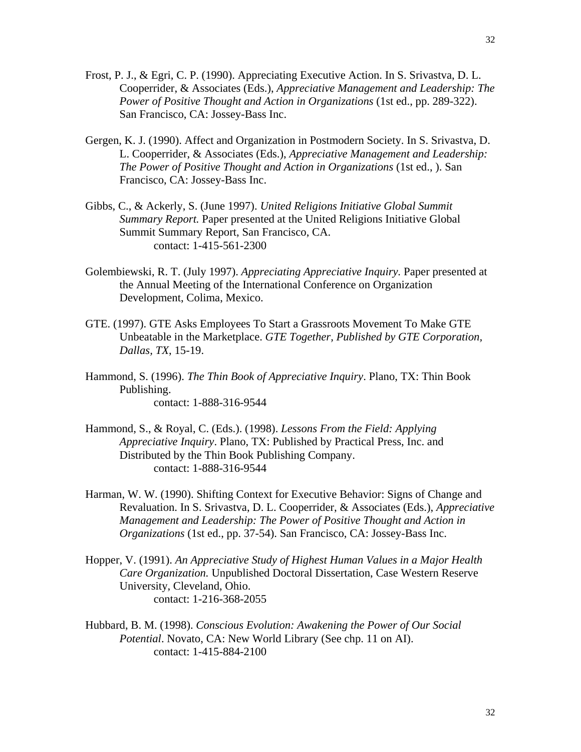Frost, P. J., & Egri, C. P. (1990). Appreciating Executive Action. In S. Srivastva, D. L. Cooperrider, & Associates (Eds.), *Appreciative Management and Leadership: The Power of Positive Thought and Action in Organizations* (1st ed., pp. 289-322). San Francisco, CA: Jossey-Bass Inc.

Gergen, K. J. (1990). Affect and Organization in Postmodern Society. In S. Srivastva, D. L. Cooperrider, & Associates (Eds.), *Appreciative Management and Leadership: The Power of Positive Thought and Action in Organizations* (1st ed., ). San Francisco, CA: Jossey-Bass Inc.

Gibbs, C., & Ackerly, S. (June 1997). *United Religions Initiative Global Summit Summary Report.* Paper presented at the United Religions Initiative Global Summit Summary Report, San Francisco, CA.
contact: 1-415-561-2300

Golembiewski, R. T. (July 1997). *Appreciating Appreciative Inquiry.* Paper presented at the Annual Meeting of the International Conference on Organization Development, Colima, Mexico.

GTE. (1997). GTE Asks Employees To Start a Grassroots Movement To Make GTE Unbeatable in the Marketplace. *GTE Together, Published by GTE Corporation, Dallas, TX*, 15-19.

Hammond, S. (1996). *The Thin Book of Appreciative Inquiry*. Plano, TX: Thin Book Publishing.
contact: 1-888-316-9544

Hammond, S., & Royal, C. (Eds.). (1998). *Lessons From the Field: Applying Appreciative Inquiry*. Plano, TX: Published by Practical Press, Inc. and Distributed by the Thin Book Publishing Company.
contact: 1-888-316-9544

Harman, W. W. (1990). Shifting Context for Executive Behavior: Signs of Change and Revaluation. In S. Srivastva, D. L. Cooperrider, & Associates (Eds.), *Appreciative Management and Leadership: The Power of Positive Thought and Action in Organizations* (1st ed., pp. 37-54). San Francisco, CA: Jossey-Bass Inc.

Hopper, V. (1991). *An Appreciative Study of Highest Human Values in a Major Health Care Organization.* Unpublished Doctoral Dissertation, Case Western Reserve University, Cleveland, Ohio.
contact: 1-216-368-2055

Hubbard, B. M. (1998). *Conscious Evolution: Awakening the Power of Our Social Potential*. Novato, CA: New World Library (See chp. 11 on AI).
contact: 1-415-884-2100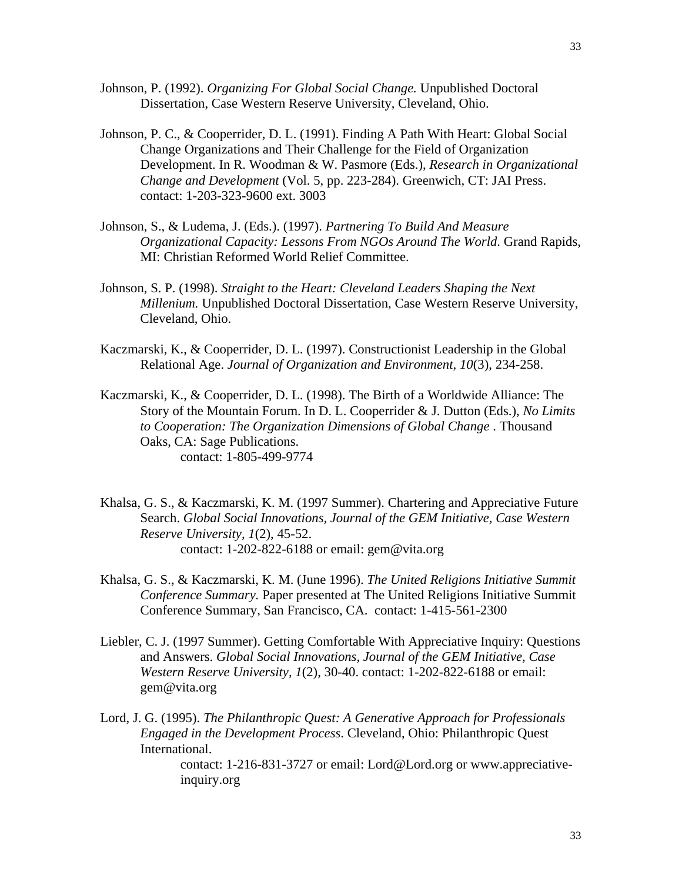Johnson, P. (1992). *Organizing For Global Social Change.* Unpublished Doctoral Dissertation, Case Western Reserve University, Cleveland, Ohio.

Johnson, P. C., & Cooperrider, D. L. (1991). Finding A Path With Heart: Global Social Change Organizations and Their Challenge for the Field of Organization Development. In R. Woodman & W. Pasmore (Eds.), *Research in Organizational Change and Development* (Vol. 5, pp. 223-284). Greenwich, CT: JAI Press. contact: 1-203-323-9600 ext. 3003

Johnson, S., & Ludema, J. (Eds.). (1997). *Partnering To Build And Measure Organizational Capacity: Lessons From NGOs Around The World*. Grand Rapids, MI: Christian Reformed World Relief Committee.

Johnson, S. P. (1998). *Straight to the Heart: Cleveland Leaders Shaping the Next Millenium.* Unpublished Doctoral Dissertation, Case Western Reserve University, Cleveland, Ohio.

Kaczmarski, K., & Cooperrider, D. L. (1997). Constructionist Leadership in the Global Relational Age. *Journal of Organization and Environment*, *10*(3), 234-258.

Kaczmarski, K., & Cooperrider, D. L. (1998). The Birth of a Worldwide Alliance: The Story of the Mountain Forum. In D. L. Cooperrider & J. Dutton (Eds.), *No Limits to Cooperation: The Organization Dimensions of Global Change* . Thousand Oaks, CA: Sage Publications.
contact: 1-805-499-9774

Khalsa, G. S., & Kaczmarski, K. M. (1997 Summer). Chartering and Appreciative Future Search. *Global Social Innovations, Journal of the GEM Initiative, Case Western Reserve University, 1*(2), 45-52.
contact: 1-202-822-6188 or email: gem@vita.org

Khalsa, G. S., & Kaczmarski, K. M. (June 1996). *The United Religions Initiative Summit Conference Summary.* Paper presented at The United Religions Initiative Summit Conference Summary, San Francisco, CA. contact: 1-415-561-2300

Liebler, C. J. (1997 Summer). Getting Comfortable With Appreciative Inquiry: Questions and Answers. *Global Social Innovations, Journal of the GEM Initiative, Case Western Reserve University, 1*(2), 30-40. contact: 1-202-822-6188 or email: gem@vita.org

Lord, J. G. (1995). *The Philanthropic Quest: A Generative Approach for Professionals Engaged in the Development Process*. Cleveland, Ohio: Philanthropic Quest International.
contact: 1-216-831-3727 or email: Lord@Lord.org or www.appreciative-inquiry.org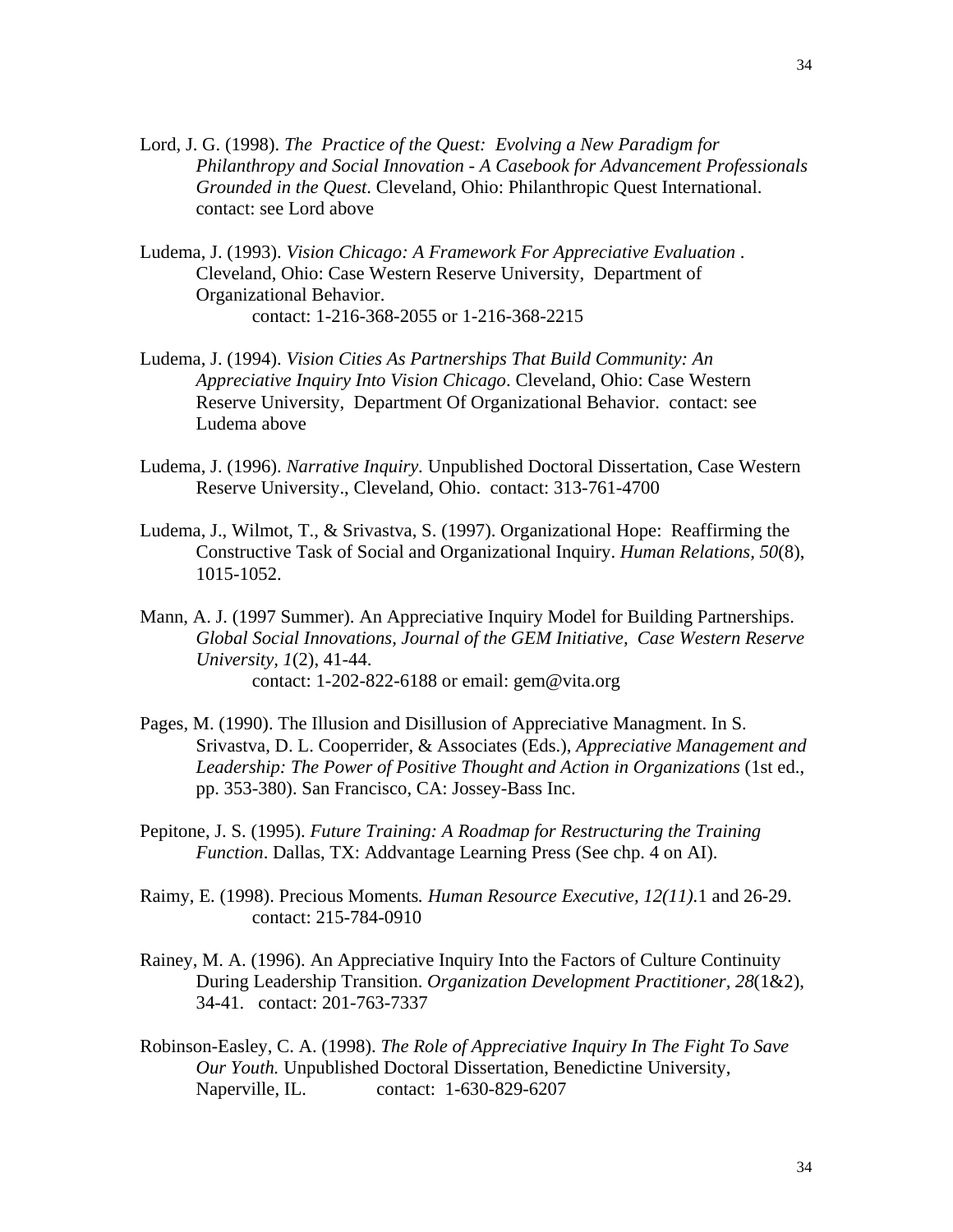Lord, J. G. (1998). *The Practice of the Quest: Evolving a New Paradigm for Philanthropy and Social Innovation - A Casebook for Advancement Professionals Grounded in the Quest*. Cleveland, Ohio: Philanthropic Quest International. contact: see Lord above

Ludema, J. (1993). *Vision Chicago: A Framework For Appreciative Evaluation* . Cleveland, Ohio: Case Western Reserve University, Department of Organizational Behavior.
contact: 1-216-368-2055 or 1-216-368-2215

Ludema, J. (1994). *Vision Cities As Partnerships That Build Community: An Appreciative Inquiry Into Vision Chicago*. Cleveland, Ohio: Case Western Reserve University, Department Of Organizational Behavior. contact: see Ludema above

Ludema, J. (1996). *Narrative Inquiry*. Unpublished Doctoral Dissertation, Case Western Reserve University., Cleveland, Ohio. contact: 313-761-4700

Ludema, J., Wilmot, T., & Srivastva, S. (1997). Organizational Hope: Reaffirming the Constructive Task of Social and Organizational Inquiry. *Human Relations, 50*(8), 1015-1052.

Mann, A. J. (1997 Summer). An Appreciative Inquiry Model for Building Partnerships. *Global Social Innovations, Journal of the GEM Initiative, Case Western Reserve University, 1*(2), 41-44.
contact: 1-202-822-6188 or email: gem@vita.org

Pages, M. (1990). The Illusion and Disillusion of Appreciative Managment. In S. Srivastva, D. L. Cooperrider, & Associates (Eds.), *Appreciative Management and Leadership: The Power of Positive Thought and Action in Organizations* (1st ed., pp. 353-380). San Francisco, CA: Jossey-Bass Inc.

Pepitone, J. S. (1995). *Future Training: A Roadmap for Restructuring the Training Function*. Dallas, TX: Addvantage Learning Press (See chp. 4 on AI).

Raimy, E. (1998). Precious Moments*. Human Resource Executive, 12(11).*1 and 26-29.
contact: 215-784-0910

Rainey, M. A. (1996). An Appreciative Inquiry Into the Factors of Culture Continuity During Leadership Transition. *Organization Development Practitioner, 28*(1&2), 34-41. contact: 201-763-7337

Robinson-Easley, C. A. (1998). *The Role of Appreciative Inquiry In The Fight To Save Our Youth.* Unpublished Doctoral Dissertation, Benedictine University, Naperville, IL. contact: 1-630-829-6207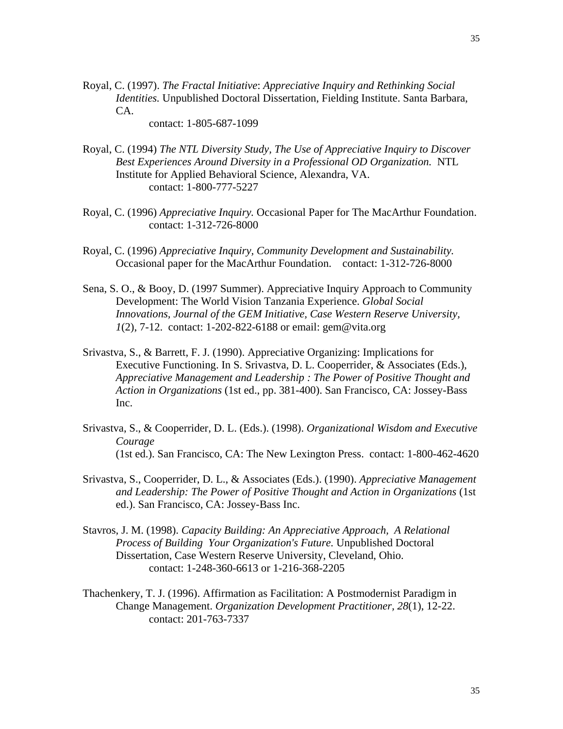Royal, C. (1997). *The Fractal Initiative*: *Appreciative Inquiry and Rethinking Social Identities.* Unpublished Doctoral Dissertation, Fielding Institute. Santa Barbara, CA.
contact: 1-805-687-1099

Royal, C. (1994) *The NTL Diversity Study, The Use of Appreciative Inquiry to Discover Best Experiences Around Diversity in a Professional OD Organization.* NTL Institute for Applied Behavioral Science, Alexandra, VA.
contact: 1-800-777-5227

Royal, C. (1996) *Appreciative Inquiry.* Occasional Paper for The MacArthur Foundation.
contact: 1-312-726-8000

Royal, C. (1996) *Appreciative Inquiry, Community Development and Sustainability.* Occasional paper for the MacArthur Foundation. contact: 1-312-726-8000

Sena, S. O., & Booy, D. (1997 Summer). Appreciative Inquiry Approach to Community Development: The World Vision Tanzania Experience. *Global Social Innovations, Journal of the GEM Initiative, Case Western Reserve University, 1*(2), 7-12. contact: 1-202-822-6188 or email: gem@vita.org

Srivastva, S., & Barrett, F. J. (1990). Appreciative Organizing: Implications for Executive Functioning. In S. Srivastva, D. L. Cooperrider, & Associates (Eds.), *Appreciative Management and Leadership : The Power of Positive Thought and Action in Organizations* (1st ed., pp. 381-400). San Francisco, CA: Jossey-Bass Inc.

Srivastva, S., & Cooperrider, D. L. (Eds.). (1998). *Organizational Wisdom and Executive Courage*
(1st ed.). San Francisco, CA: The New Lexington Press. contact: 1-800-462-4620

Srivastva, S., Cooperrider, D. L., & Associates (Eds.). (1990). *Appreciative Management and Leadership: The Power of Positive Thought and Action in Organizations* (1st ed.). San Francisco, CA: Jossey-Bass Inc.

Stavros, J. M. (1998). *Capacity Building: An Appreciative Approach, A Relational Process of Building Your Organization's Future.* Unpublished Doctoral Dissertation, Case Western Reserve University, Cleveland, Ohio.
contact: 1-248-360-6613 or 1-216-368-2205

Thachenkery, T. J. (1996). Affirmation as Facilitation: A Postmodernist Paradigm in Change Management. *Organization Development Practitioner, 28*(1), 12-22.
contact: 201-763-7337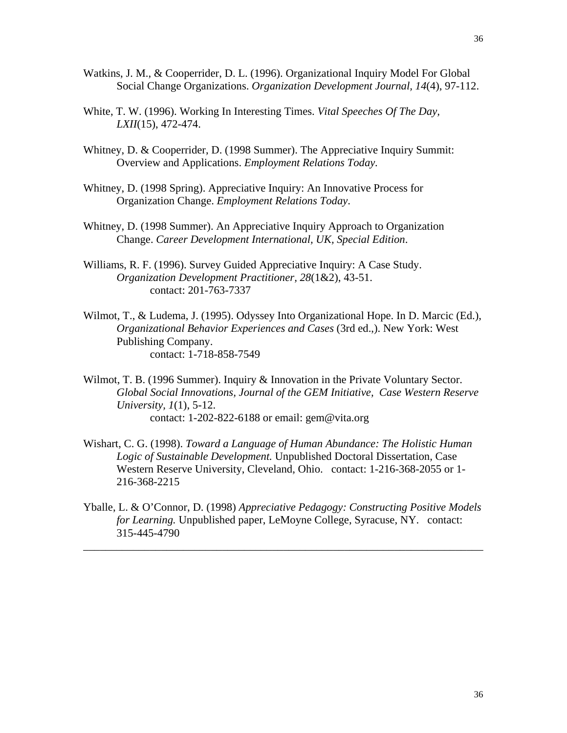Watkins, J. M., & Cooperrider, D. L. (1996). Organizational Inquiry Model For Global Social Change Organizations. *Organization Development Journal, 14*(4), 97-112.

White, T. W. (1996). Working In Interesting Times. *Vital Speeches Of The Day, LXII*(15), 472-474.

Whitney, D. & Cooperrider, D. (1998 Summer). The Appreciative Inquiry Summit: Overview and Applications. *Employment Relations Today.*

Whitney, D. (1998 Spring). Appreciative Inquiry: An Innovative Process for Organization Change. *Employment Relations Today*.

Whitney, D. (1998 Summer). An Appreciative Inquiry Approach to Organization Change. *Career Development International, UK, Special Edition*.

Williams, R. F. (1996). Survey Guided Appreciative Inquiry: A Case Study. *Organization Development Practitioner, 28*(1&2), 43-51.
contact: 201-763-7337

Wilmot, T., & Ludema, J. (1995). Odyssey Into Organizational Hope. In D. Marcic (Ed.), *Organizational Behavior Experiences and Cases* (3rd ed.,). New York: West Publishing Company.
contact: 1-718-858-7549

Wilmot, T. B. (1996 Summer). Inquiry & Innovation in the Private Voluntary Sector. *Global Social Innovations, Journal of the GEM Initiative, Case Western Reserve University, 1*(1), 5-12.
contact: 1-202-822-6188 or email: gem@vita.org

Wishart, C. G. (1998). *Toward a Language of Human Abundance: The Holistic Human Logic of Sustainable Development.* Unpublished Doctoral Dissertation, Case Western Reserve University, Cleveland, Ohio. contact: 1-216-368-2055 or 1-216-368-2215

Yballe, L. & O'Connor, D. (1998) *Appreciative Pedagogy: Constructing Positive Models for Learning.* Unpublished paper, LeMoyne College, Syracuse, NY. contact: 315-445-4790

---